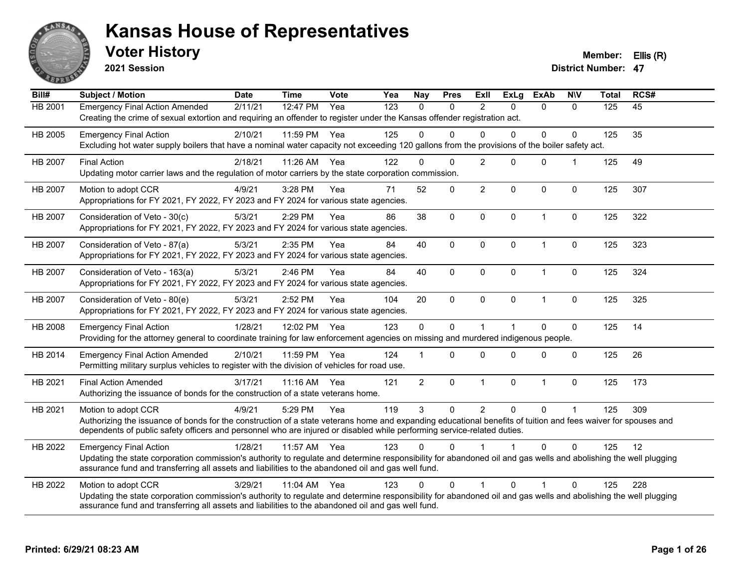# Kansas House of Representatives

## Voter History

**2021 Session**

**Member:** Ellis (R)
**District Number:** 47

| Bill# | Subject / Motion | Date | Time | Vote | Yea | Nay | Pres | ExII | ExLg | ExAb | N\V | Total | RCS# |
|---|---|---|---|---|---|---|---|---|---|---|---|---|---|
| HB 2001 | Emergency Final Action Amended | 2/11/21 | 12:47 PM | Yea | 123 | 0 | 0 | 2 | 0 | 0 | 0 | 125 | 45 |
| | Creating the crime of sexual extortion and requiring an offender to register under the Kansas offender registration act. | | | | | | | | | | | | |
| HB 2005 | Emergency Final Action | 2/10/21 | 11:59 PM | Yea | 125 | 0 | 0 | 0 | 0 | 0 | 0 | 125 | 35 |
| | Excluding hot water supply boilers that have a nominal water capacity not exceeding 120 gallons from the provisions of the boiler safety act. | | | | | | | | | | | | |
| HB 2007 | Final Action | 2/18/21 | 11:26 AM | Yea | 122 | 0 | 0 | 2 | 0 | 0 | 1 | 125 | 49 |
| | Updating motor carrier laws and the regulation of motor carriers by the state corporation commission. | | | | | | | | | | | | |
| HB 2007 | Motion to adopt CCR | 4/9/21 | 3:28 PM | Yea | 71 | 52 | 0 | 2 | 0 | 0 | 0 | 125 | 307 |
| | Appropriations for FY 2021, FY 2022, FY 2023 and FY 2024 for various state agencies. | | | | | | | | | | | | |
| HB 2007 | Consideration of Veto - 30(c) | 5/3/21 | 2:29 PM | Yea | 86 | 38 | 0 | 0 | 0 | 1 | 0 | 125 | 322 |
| | Appropriations for FY 2021, FY 2022, FY 2023 and FY 2024 for various state agencies. | | | | | | | | | | | | |
| HB 2007 | Consideration of Veto - 87(a) | 5/3/21 | 2:35 PM | Yea | 84 | 40 | 0 | 0 | 0 | 1 | 0 | 125 | 323 |
| | Appropriations for FY 2021, FY 2022, FY 2023 and FY 2024 for various state agencies. | | | | | | | | | | | | |
| HB 2007 | Consideration of Veto - 163(a) | 5/3/21 | 2:46 PM | Yea | 84 | 40 | 0 | 0 | 0 | 1 | 0 | 125 | 324 |
| | Appropriations for FY 2021, FY 2022, FY 2023 and FY 2024 for various state agencies. | | | | | | | | | | | | |
| HB 2007 | Consideration of Veto - 80(e) | 5/3/21 | 2:52 PM | Yea | 104 | 20 | 0 | 0 | 0 | 1 | 0 | 125 | 325 |
| | Appropriations for FY 2021, FY 2022, FY 2023 and FY 2024 for various state agencies. | | | | | | | | | | | | |
| HB 2008 | Emergency Final Action | 1/28/21 | 12:02 PM | Yea | 123 | 0 | 0 | 1 | 1 | 0 | 0 | 125 | 14 |
| | Providing for the attorney general to coordinate training for law enforcement agencies on missing and murdered indigenous people. | | | | | | | | | | | | |
| HB 2014 | Emergency Final Action Amended | 2/10/21 | 11:59 PM | Yea | 124 | 1 | 0 | 0 | 0 | 0 | 0 | 125 | 26 |
| | Permitting military surplus vehicles to register with the division of vehicles for road use. | | | | | | | | | | | | |
| HB 2021 | Final Action Amended | 3/17/21 | 11:16 AM | Yea | 121 | 2 | 0 | 1 | 0 | 1 | 0 | 125 | 173 |
| | Authorizing the issuance of bonds for the construction of a state veterans home. | | | | | | | | | | | | |
| HB 2021 | Motion to adopt CCR | 4/9/21 | 5:29 PM | Yea | 119 | 3 | 0 | 2 | 0 | 0 | 1 | 125 | 309 |
| | Authorizing the issuance of bonds for the construction of a state veterans home and expanding educational benefits of tuition and fees waiver for spouses and dependents of public safety officers and personnel who are injured or disabled while performing service-related duties. | | | | | | | | | | | | |
| HB 2022 | Emergency Final Action | 1/28/21 | 11:57 AM | Yea | 123 | 0 | 0 | 1 | 1 | 0 | 0 | 125 | 12 |
| | Updating the state corporation commission's authority to regulate and determine responsibility for abandoned oil and gas wells and abolishing the well plugging assurance fund and transferring all assets and liabilities to the abandoned oil and gas well fund. | | | | | | | | | | | | |
| HB 2022 | Motion to adopt CCR | 3/29/21 | 11:04 AM | Yea | 123 | 0 | 0 | 1 | 0 | 1 | 0 | 125 | 228 |
| | Updating the state corporation commission's authority to regulate and determine responsibility for abandoned oil and gas wells and abolishing the well plugging assurance fund and transferring all assets and liabilities to the abandoned oil and gas well fund. | | | | | | | | | | | | |

**Printed: 6/29/21 08:23 AM**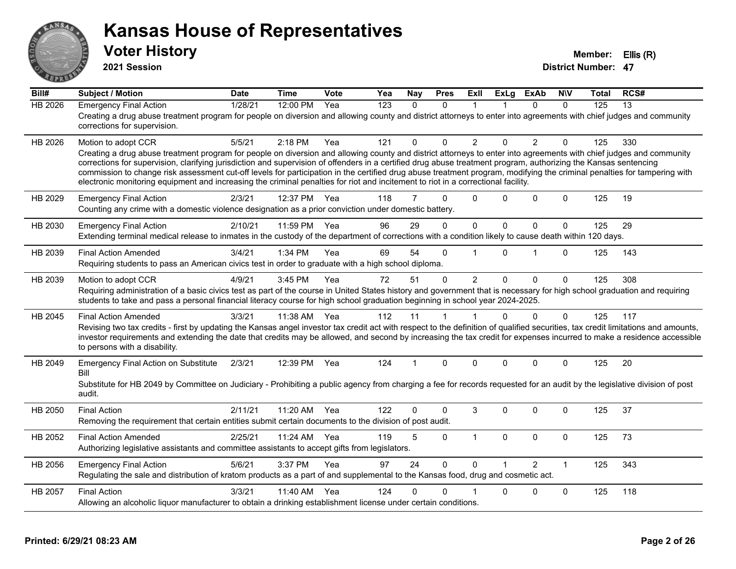# Kansas House of Representatives

## Voter History

**2021 Session**

**Member:** Ellis (R)
**District Number:** 47

| Bill# | Subject / Motion | Date | Time | Vote | Yea | Nay | Pres | ExIl | ExLg | ExAb | N\V | Total | RCS# |
|---|---|---|---|---|---|---|---|---|---|---|---|---|---|
| HB 2026 | Emergency Final Action | 1/28/21 | 12:00 PM | Yea | 123 | 0 | 0 | 1 | 1 | 0 | 0 | 125 | 13 |
| | Creating a drug abuse treatment program for people on diversion and allowing county and district attorneys to enter into agreements with chief judges and community corrections for supervision. | | | | | | | | | | | | |
| HB 2026 | Motion to adopt CCR | 5/5/21 | 2:18 PM | Yea | 121 | 0 | 0 | 2 | 0 | 2 | 0 | 125 | 330 |
| | Creating a drug abuse treatment program for people on diversion and allowing county and district attorneys to enter into agreements with chief judges and community corrections for supervision, clarifying jurisdiction and supervision of offenders in a certified drug abuse treatment program, authorizing the Kansas sentencing commission to change risk assessment cut-off levels for participation in the certified drug abuse treatment program, modifying the criminal penalties for tampering with electronic monitoring equipment and increasing the criminal penalties for riot and incitement to riot in a correctional facility. | | | | | | | | | | | | |
| HB 2029 | Emergency Final Action | 2/3/21 | 12:37 PM | Yea | 118 | 7 | 0 | 0 | 0 | 0 | 0 | 125 | 19 |
| | Counting any crime with a domestic violence designation as a prior conviction under domestic battery. | | | | | | | | | | | | |
| HB 2030 | Emergency Final Action | 2/10/21 | 11:59 PM | Yea | 96 | 29 | 0 | 0 | 0 | 0 | 0 | 125 | 29 |
| | Extending terminal medical release to inmates in the custody of the department of corrections with a condition likely to cause death within 120 days. | | | | | | | | | | | | |
| HB 2039 | Final Action Amended | 3/4/21 | 1:34 PM | Yea | 69 | 54 | 0 | 1 | 0 | 1 | 0 | 125 | 143 |
| | Requiring students to pass an American civics test in order to graduate with a high school diploma. | | | | | | | | | | | | |
| HB 2039 | Motion to adopt CCR | 4/9/21 | 3:45 PM | Yea | 72 | 51 | 0 | 2 | 0 | 0 | 0 | 125 | 308 |
| | Requiring administration of a basic civics test as part of the course in United States history and government that is necessary for high school graduation and requiring students to take and pass a personal financial literacy course for high school graduation beginning in school year 2024-2025. | | | | | | | | | | | | |
| HB 2045 | Final Action Amended | 3/3/21 | 11:38 AM | Yea | 112 | 11 | 1 | 1 | 0 | 0 | 0 | 125 | 117 |
| | Revising two tax credits - first by updating the Kansas angel investor tax credit act with respect to the definition of qualified securities, tax credit limitations and amounts, investor requirements and extending the date that credits may be allowed, and second by increasing the tax credit for expenses incurred to make a residence accessible to persons with a disability. | | | | | | | | | | | | |
| HB 2049 | Emergency Final Action on Substitute Bill | 2/3/21 | 12:39 PM | Yea | 124 | 1 | 0 | 0 | 0 | 0 | 0 | 125 | 20 |
| | Substitute for HB 2049 by Committee on Judiciary - Prohibiting a public agency from charging a fee for records requested for an audit by the legislative division of post audit. | | | | | | | | | | | | |
| HB 2050 | Final Action | 2/11/21 | 11:20 AM | Yea | 122 | 0 | 0 | 3 | 0 | 0 | 0 | 125 | 37 |
| | Removing the requirement that certain entities submit certain documents to the division of post audit. | | | | | | | | | | | | |
| HB 2052 | Final Action Amended | 2/25/21 | 11:24 AM | Yea | 119 | 5 | 0 | 1 | 0 | 0 | 0 | 125 | 73 |
| | Authorizing legislative assistants and committee assistants to accept gifts from legislators. | | | | | | | | | | | | |
| HB 2056 | Emergency Final Action | 5/6/21 | 3:37 PM | Yea | 97 | 24 | 0 | 0 | 1 | 2 | 1 | 125 | 343 |
| | Regulating the sale and distribution of kratom products as a part of and supplemental to the Kansas food, drug and cosmetic act. | | | | | | | | | | | | |
| HB 2057 | Final Action | 3/3/21 | 11:40 AM | Yea | 124 | 0 | 0 | 1 | 0 | 0 | 0 | 125 | 118 |
| | Allowing an alcoholic liquor manufacturer to obtain a drinking establishment license under certain conditions. | | | | | | | | | | | | |

**Printed: 6/29/21 08:23 AM**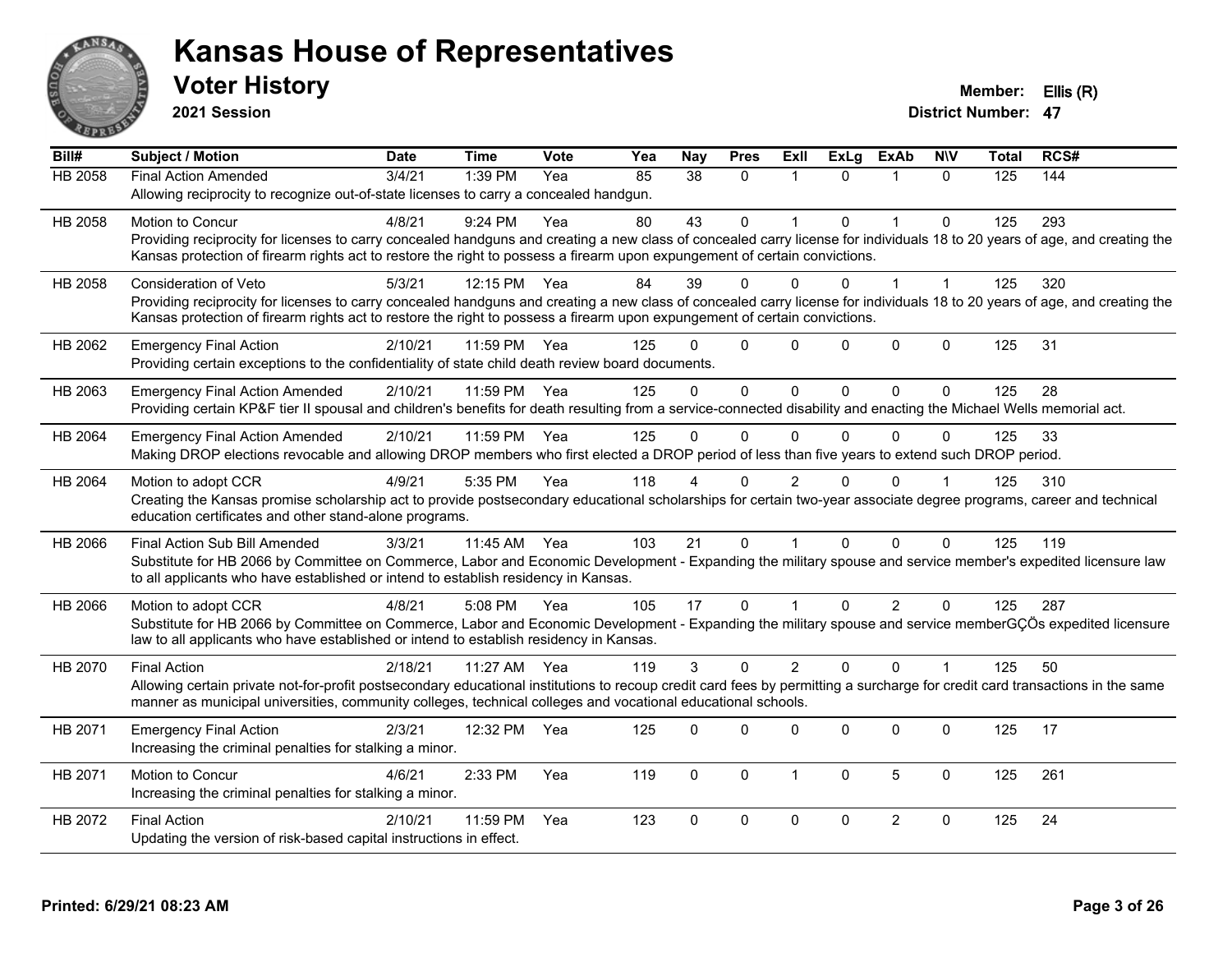# Kansas House of Representatives

## Voter History

**2021 Session**

**Member:** Ellis (R)

**District Number:** 47

| Bill# | Subject / Motion | Date | Time | Vote | Yea | Nay | Pres | ExII | ExLg | ExAb | N\V | Total | RCS# |
|---|---|---|---|---|---|---|---|---|---|---|---|---|---|
| HB 2058 | Final Action Amended | 3/4/21 | 1:39 PM | Yea | 85 | 38 | 0 | 1 | 0 | 1 | 0 | 125 | 144 |
| | Allowing reciprocity to recognize out-of-state licenses to carry a concealed handgun. | | | | | | | | | | | | |
| HB 2058 | Motion to Concur | 4/8/21 | 9:24 PM | Yea | 80 | 43 | 0 | 1 | 0 | 1 | 0 | 125 | 293 |
| | Providing reciprocity for licenses to carry concealed handguns and creating a new class of concealed carry license for individuals 18 to 20 years of age, and creating the Kansas protection of firearm rights act to restore the right to possess a firearm upon expungement of certain convictions. | | | | | | | | | | | | |
| HB 2058 | Consideration of Veto | 5/3/21 | 12:15 PM | Yea | 84 | 39 | 0 | 0 | 0 | 1 | 1 | 125 | 320 |
| | Providing reciprocity for licenses to carry concealed handguns and creating a new class of concealed carry license for individuals 18 to 20 years of age, and creating the Kansas protection of firearm rights act to restore the right to possess a firearm upon expungement of certain convictions. | | | | | | | | | | | | |
| HB 2062 | Emergency Final Action | 2/10/21 | 11:59 PM | Yea | 125 | 0 | 0 | 0 | 0 | 0 | 0 | 125 | 31 |
| | Providing certain exceptions to the confidentiality of state child death review board documents. | | | | | | | | | | | | |
| HB 2063 | Emergency Final Action Amended | 2/10/21 | 11:59 PM | Yea | 125 | 0 | 0 | 0 | 0 | 0 | 0 | 125 | 28 |
| | Providing certain KP&F tier II spousal and children's benefits for death resulting from a service-connected disability and enacting the Michael Wells memorial act. | | | | | | | | | | | | |
| HB 2064 | Emergency Final Action Amended | 2/10/21 | 11:59 PM | Yea | 125 | 0 | 0 | 0 | 0 | 0 | 0 | 125 | 33 |
| | Making DROP elections revocable and allowing DROP members who first elected a DROP period of less than five years to extend such DROP period. | | | | | | | | | | | | |
| HB 2064 | Motion to adopt CCR | 4/9/21 | 5:35 PM | Yea | 118 | 4 | 0 | 2 | 0 | 0 | 1 | 125 | 310 |
| | Creating the Kansas promise scholarship act to provide postsecondary educational scholarships for certain two-year associate degree programs, career and technical education certificates and other stand-alone programs. | | | | | | | | | | | | |
| HB 2066 | Final Action Sub Bill Amended | 3/3/21 | 11:45 AM | Yea | 103 | 21 | 0 | 1 | 0 | 0 | 0 | 125 | 119 |
| | Substitute for HB 2066 by Committee on Commerce, Labor and Economic Development - Expanding the military spouse and service member's expedited licensure law to all applicants who have established or intend to establish residency in Kansas. | | | | | | | | | | | | |
| HB 2066 | Motion to adopt CCR | 4/8/21 | 5:08 PM | Yea | 105 | 17 | 0 | 1 | 0 | 2 | 0 | 125 | 287 |
| | Substitute for HB 2066 by Committee on Commerce, Labor and Economic Development - Expanding the military spouse and service memberGÇÖs expedited licensure law to all applicants who have established or intend to establish residency in Kansas. | | | | | | | | | | | | |
| HB 2070 | Final Action | 2/18/21 | 11:27 AM | Yea | 119 | 3 | 0 | 2 | 0 | 0 | 1 | 125 | 50 |
| | Allowing certain private not-for-profit postsecondary educational institutions to recoup credit card fees by permitting a surcharge for credit card transactions in the same manner as municipal universities, community colleges, technical colleges and vocational educational schools. | | | | | | | | | | | | |
| HB 2071 | Emergency Final Action | 2/3/21 | 12:32 PM | Yea | 125 | 0 | 0 | 0 | 0 | 0 | 0 | 125 | 17 |
| | Increasing the criminal penalties for stalking a minor. | | | | | | | | | | | | |
| HB 2071 | Motion to Concur | 4/6/21 | 2:33 PM | Yea | 119 | 0 | 0 | 1 | 0 | 5 | 0 | 125 | 261 |
| | Increasing the criminal penalties for stalking a minor. | | | | | | | | | | | | |
| HB 2072 | Final Action | 2/10/21 | 11:59 PM | Yea | 123 | 0 | 0 | 0 | 0 | 2 | 0 | 125 | 24 |
| | Updating the version of risk-based capital instructions in effect. | | | | | | | | | | | | |

**Printed: 6/29/21 08:23 AM**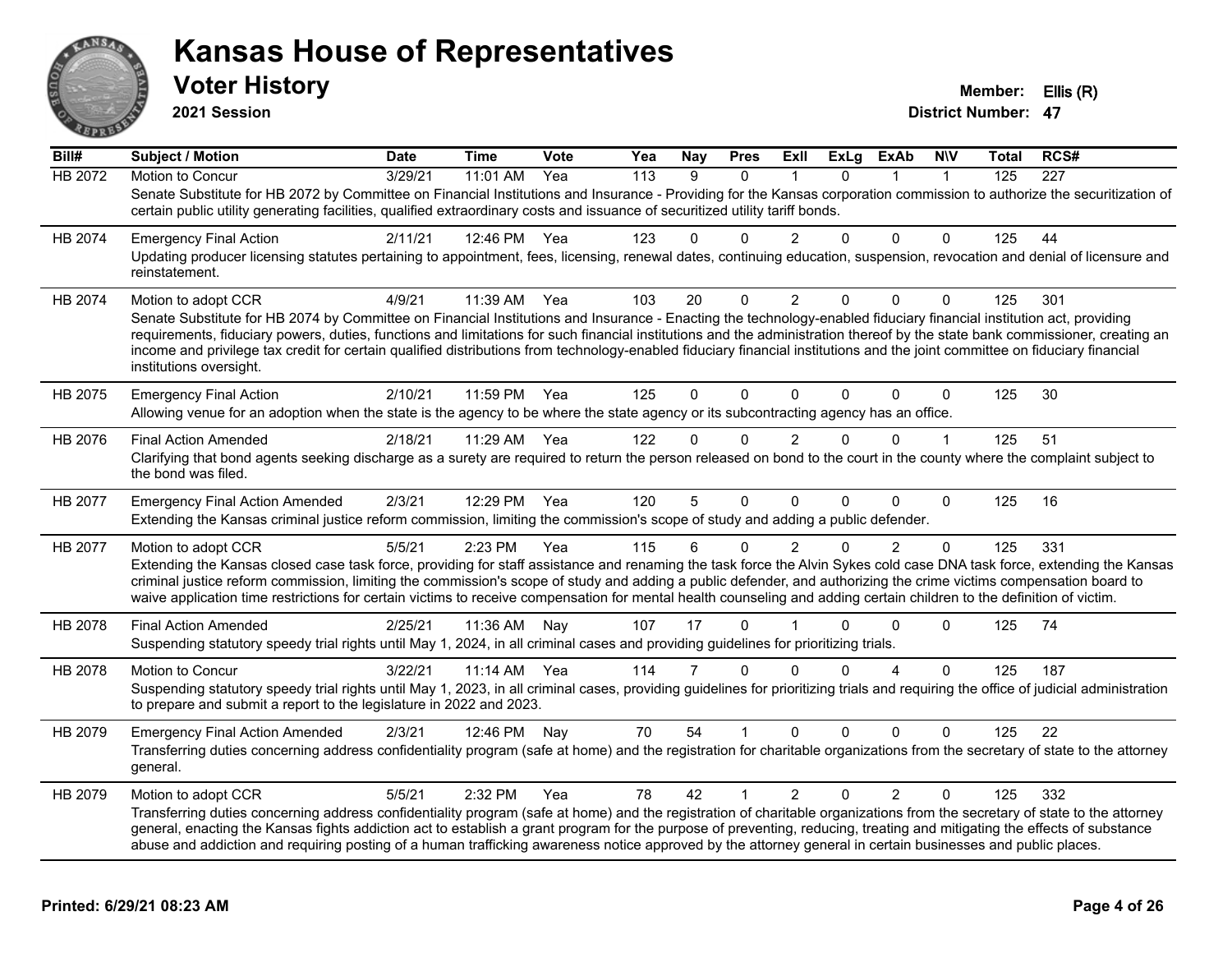# Kansas House of Representatives

## Voter History

**2021 Session**

**Member:** Ellis (R)
**District Number:** 47

| Bill# | Subject / Motion | Date | Time | Vote | Yea | Nay | Pres | ExlI | ExLg | ExAb | N\V | Total | RCS# |
|---|---|---|---|---|---|---|---|---|---|---|---|---|---|
| HB 2072 | Motion to Concur | 3/29/21 | 11:01 AM | Yea | 113 | 9 | 0 | 1 | 0 | 1 | 1 | 125 | 227 |
| | Senate Substitute for HB 2072 by Committee on Financial Institutions and Insurance - Providing for the Kansas corporation commission to authorize the securitization of certain public utility generating facilities, qualified extraordinary costs and issuance of securitized utility tariff bonds. | | | | | | | | | | | | |
| HB 2074 | Emergency Final Action | 2/11/21 | 12:46 PM | Yea | 123 | 0 | 0 | 2 | 0 | 0 | 0 | 125 | 44 |
| | Updating producer licensing statutes pertaining to appointment, fees, licensing, renewal dates, continuing education, suspension, revocation and denial of licensure and reinstatement. | | | | | | | | | | | | |
| HB 2074 | Motion to adopt CCR | 4/9/21 | 11:39 AM | Yea | 103 | 20 | 0 | 2 | 0 | 0 | 0 | 125 | 301 |
| | Senate Substitute for HB 2074 by Committee on Financial Institutions and Insurance - Enacting the technology-enabled fiduciary financial institution act, providing requirements, fiduciary powers, duties, functions and limitations for such financial institutions and the administration thereof by the state bank commissioner, creating an income and privilege tax credit for certain qualified distributions from technology-enabled fiduciary financial institutions and the joint committee on fiduciary financial institutions oversight. | | | | | | | | | | | | |
| HB 2075 | Emergency Final Action | 2/10/21 | 11:59 PM | Yea | 125 | 0 | 0 | 0 | 0 | 0 | 0 | 125 | 30 |
| | Allowing venue for an adoption when the state is the agency to be where the state agency or its subcontracting agency has an office. | | | | | | | | | | | | |
| HB 2076 | Final Action Amended | 2/18/21 | 11:29 AM | Yea | 122 | 0 | 0 | 2 | 0 | 0 | 1 | 125 | 51 |
| | Clarifying that bond agents seeking discharge as a surety are required to return the person released on bond to the court in the county where the complaint subject to the bond was filed. | | | | | | | | | | | | |
| HB 2077 | Emergency Final Action Amended | 2/3/21 | 12:29 PM | Yea | 120 | 5 | 0 | 0 | 0 | 0 | 0 | 125 | 16 |
| | Extending the Kansas criminal justice reform commission, limiting the commission's scope of study and adding a public defender. | | | | | | | | | | | | |
| HB 2077 | Motion to adopt CCR | 5/5/21 | 2:23 PM | Yea | 115 | 6 | 0 | 2 | 0 | 2 | 0 | 125 | 331 |
| | Extending the Kansas closed case task force, providing for staff assistance and renaming the task force the Alvin Sykes cold case DNA task force, extending the Kansas criminal justice reform commission, limiting the commission's scope of study and adding a public defender, and authorizing the crime victims compensation board to waive application time restrictions for certain victims to receive compensation for mental health counseling and adding certain children to the definition of victim. | | | | | | | | | | | | |
| HB 2078 | Final Action Amended | 2/25/21 | 11:36 AM | Nay | 107 | 17 | 0 | 1 | 0 | 0 | 0 | 125 | 74 |
| | Suspending statutory speedy trial rights until May 1, 2024, in all criminal cases and providing guidelines for prioritizing trials. | | | | | | | | | | | | |
| HB 2078 | Motion to Concur | 3/22/21 | 11:14 AM | Yea | 114 | 7 | 0 | 0 | 0 | 4 | 0 | 125 | 187 |
| | Suspending statutory speedy trial rights until May 1, 2023, in all criminal cases, providing guidelines for prioritizing trials and requiring the office of judicial administration to prepare and submit a report to the legislature in 2022 and 2023. | | | | | | | | | | | | |
| HB 2079 | Emergency Final Action Amended | 2/3/21 | 12:46 PM | Nay | 70 | 54 | 1 | 0 | 0 | 0 | 0 | 125 | 22 |
| | Transferring duties concerning address confidentiality program (safe at home) and the registration for charitable organizations from the secretary of state to the attorney general. | | | | | | | | | | | | |
| HB 2079 | Motion to adopt CCR | 5/5/21 | 2:32 PM | Yea | 78 | 42 | 1 | 2 | 0 | 2 | 0 | 125 | 332 |
| | Transferring duties concerning address confidentiality program (safe at home) and the registration of charitable organizations from the secretary of state to the attorney general, enacting the Kansas fights addiction act to establish a grant program for the purpose of preventing, reducing, treating and mitigating the effects of substance abuse and addiction and requiring posting of a human trafficking awareness notice approved by the attorney general in certain businesses and public places. | | | | | | | | | | | | |

**Printed: 6/29/21 08:23 AM**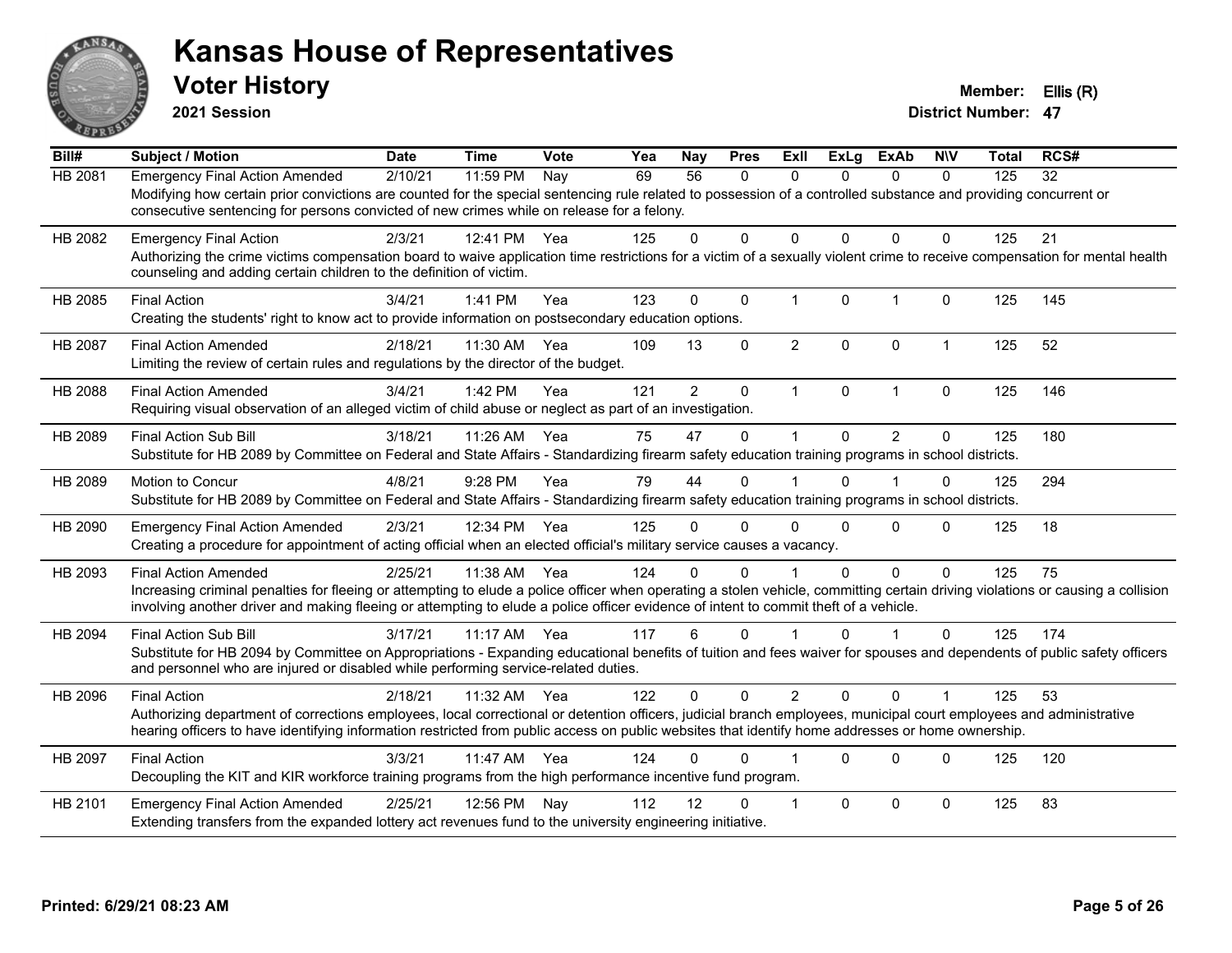# Kansas House of Representatives

## Voter History

**2021 Session**

**Member:** Ellis (R)
**District Number:** 47

| Bill# | Subject / Motion | Date | Time | Vote | Yea | Nay | Pres | ExII | ExLg | ExAb | N\V | Total | RCS# |
|---|---|---|---|---|---|---|---|---|---|---|---|---|---|
| HB 2081 | Emergency Final Action Amended | 2/10/21 | 11:59 PM | Nay | 69 | 56 | 0 | 0 | 0 | 0 | 0 | 125 | 32 |
| | Modifying how certain prior convictions are counted for the special sentencing rule related to possession of a controlled substance and providing concurrent or consecutive sentencing for persons convicted of new crimes while on release for a felony. | | | | | | | | | | | | |
| HB 2082 | Emergency Final Action | 2/3/21 | 12:41 PM | Yea | 125 | 0 | 0 | 0 | 0 | 0 | 0 | 125 | 21 |
| | Authorizing the crime victims compensation board to waive application time restrictions for a victim of a sexually violent crime to receive compensation for mental health counseling and adding certain children to the definition of victim. | | | | | | | | | | | | |
| HB 2085 | Final Action | 3/4/21 | 1:41 PM | Yea | 123 | 0 | 0 | 1 | 0 | 1 | 0 | 125 | 145 |
| | Creating the students' right to know act to provide information on postsecondary education options. | | | | | | | | | | | | |
| HB 2087 | Final Action Amended | 2/18/21 | 11:30 AM | Yea | 109 | 13 | 0 | 2 | 0 | 0 | 1 | 125 | 52 |
| | Limiting the review of certain rules and regulations by the director of the budget. | | | | | | | | | | | | |
| HB 2088 | Final Action Amended | 3/4/21 | 1:42 PM | Yea | 121 | 2 | 0 | 1 | 0 | 1 | 0 | 125 | 146 |
| | Requiring visual observation of an alleged victim of child abuse or neglect as part of an investigation. | | | | | | | | | | | | |
| HB 2089 | Final Action Sub Bill | 3/18/21 | 11:26 AM | Yea | 75 | 47 | 0 | 1 | 0 | 2 | 0 | 125 | 180 |
| | Substitute for HB 2089 by Committee on Federal and State Affairs - Standardizing firearm safety education training programs in school districts. | | | | | | | | | | | | |
| HB 2089 | Motion to Concur | 4/8/21 | 9:28 PM | Yea | 79 | 44 | 0 | 1 | 0 | 1 | 0 | 125 | 294 |
| | Substitute for HB 2089 by Committee on Federal and State Affairs - Standardizing firearm safety education training programs in school districts. | | | | | | | | | | | | |
| HB 2090 | Emergency Final Action Amended | 2/3/21 | 12:34 PM | Yea | 125 | 0 | 0 | 0 | 0 | 0 | 0 | 125 | 18 |
| | Creating a procedure for appointment of acting official when an elected official's military service causes a vacancy. | | | | | | | | | | | | |
| HB 2093 | Final Action Amended | 2/25/21 | 11:38 AM | Yea | 124 | 0 | 0 | 1 | 0 | 0 | 0 | 125 | 75 |
| | Increasing criminal penalties for fleeing or attempting to elude a police officer when operating a stolen vehicle, committing certain driving violations or causing a collision involving another driver and making fleeing or attempting to elude a police officer evidence of intent to commit theft of a vehicle. | | | | | | | | | | | | |
| HB 2094 | Final Action Sub Bill | 3/17/21 | 11:17 AM | Yea | 117 | 6 | 0 | 1 | 0 | 1 | 0 | 125 | 174 |
| | Substitute for HB 2094 by Committee on Appropriations - Expanding educational benefits of tuition and fees waiver for spouses and dependents of public safety officers and personnel who are injured or disabled while performing service-related duties. | | | | | | | | | | | | |
| HB 2096 | Final Action | 2/18/21 | 11:32 AM | Yea | 122 | 0 | 0 | 2 | 0 | 0 | 1 | 125 | 53 |
| | Authorizing department of corrections employees, local correctional or detention officers, judicial branch employees, municipal court employees and administrative hearing officers to have identifying information restricted from public access on public websites that identify home addresses or home ownership. | | | | | | | | | | | | |
| HB 2097 | Final Action | 3/3/21 | 11:47 AM | Yea | 124 | 0 | 0 | 1 | 0 | 0 | 0 | 125 | 120 |
| | Decoupling the KIT and KIR workforce training programs from the high performance incentive fund program. | | | | | | | | | | | | |
| HB 2101 | Emergency Final Action Amended | 2/25/21 | 12:56 PM | Nay | 112 | 12 | 0 | 1 | 0 | 0 | 0 | 125 | 83 |
| | Extending transfers from the expanded lottery act revenues fund to the university engineering initiative. | | | | | | | | | | | | |

**Printed: 6/29/21 08:23 AM**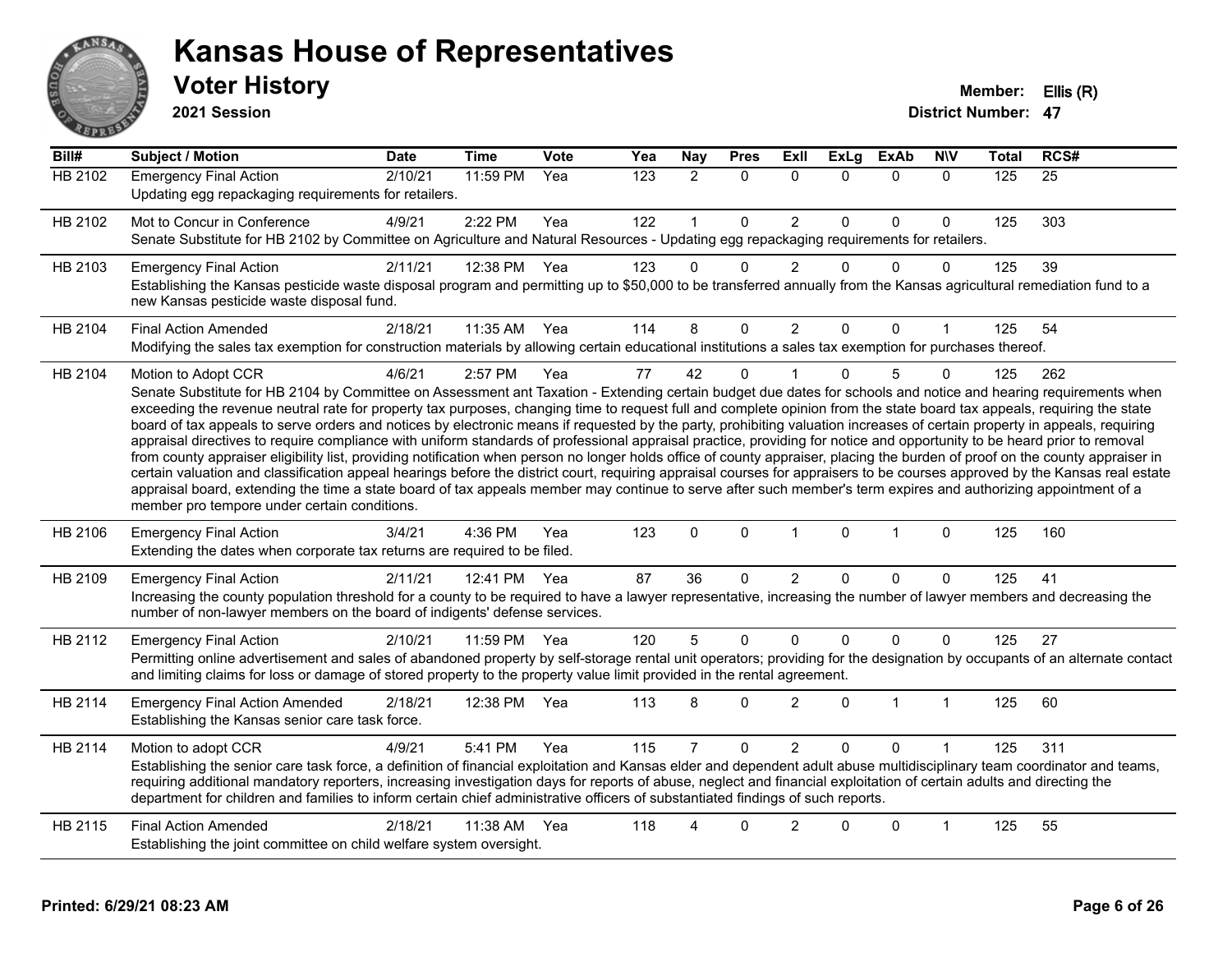# Kansas House of Representatives

## Voter History

**2021 Session**

**Member:** Ellis (R)

**District Number:** 47

| Bill# | Subject / Motion | Date | Time | Vote | Yea | Nay | Pres | ExII | ExLg | ExAb | N\V | Total | RCS# |
|---|---|---|---|---|---|---|---|---|---|---|---|---|---|
| HB 2102 | Emergency Final Action | 2/10/21 | 11:59 PM | Yea | 123 | 2 | 0 | 0 | 0 | 0 | 0 | 125 | 25 |
| | Updating egg repackaging requirements for retailers. | | | | | | | | | | | | |
| HB 2102 | Mot to Concur in Conference | 4/9/21 | 2:22 PM | Yea | 122 | 1 | 0 | 2 | 0 | 0 | 0 | 125 | 303 |
| | Senate Substitute for HB 2102 by Committee on Agriculture and Natural Resources - Updating egg repackaging requirements for retailers. | | | | | | | | | | | | |
| HB 2103 | Emergency Final Action | 2/11/21 | 12:38 PM | Yea | 123 | 0 | 0 | 2 | 0 | 0 | 0 | 125 | 39 |
| | Establishing the Kansas pesticide waste disposal program and permitting up to $50,000 to be transferred annually from the Kansas agricultural remediation fund to a new Kansas pesticide waste disposal fund. | | | | | | | | | | | | |
| HB 2104 | Final Action Amended | 2/18/21 | 11:35 AM | Yea | 114 | 8 | 0 | 2 | 0 | 0 | 1 | 125 | 54 |
| | Modifying the sales tax exemption for construction materials by allowing certain educational institutions a sales tax exemption for purchases thereof. | | | | | | | | | | | | |
| HB 2104 | Motion to Adopt CCR | 4/6/21 | 2:57 PM | Yea | 77 | 42 | 0 | 1 | 0 | 5 | 0 | 125 | 262 |
| | Senate Substitute for HB 2104 by Committee on Assessment ant Taxation - Extending certain budget due dates for schools and notice and hearing requirements when exceeding the revenue neutral rate for property tax purposes, changing time to request full and complete opinion from the state board tax appeals, requiring the state board of tax appeals to serve orders and notices by electronic means if requested by the party, prohibiting valuation increases of certain property in appeals, requiring appraisal directives to require compliance with uniform standards of professional appraisal practice, providing for notice and opportunity to be heard prior to removal from county appraiser eligibility list, providing notification when person no longer holds office of county appraiser, placing the burden of proof on the county appraiser in certain valuation and classification appeal hearings before the district court, requiring appraisal courses for appraisers to be courses approved by the Kansas real estate appraisal board, extending the time a state board of tax appeals member may continue to serve after such member's term expires and authorizing appointment of a member pro tempore under certain conditions. | | | | | | | | | | | | |
| HB 2106 | Emergency Final Action | 3/4/21 | 4:36 PM | Yea | 123 | 0 | 0 | 1 | 0 | 1 | 0 | 125 | 160 |
| | Extending the dates when corporate tax returns are required to be filed. | | | | | | | | | | | | |
| HB 2109 | Emergency Final Action | 2/11/21 | 12:41 PM | Yea | 87 | 36 | 0 | 2 | 0 | 0 | 0 | 125 | 41 |
| | Increasing the county population threshold for a county to be required to have a lawyer representative, increasing the number of lawyer members and decreasing the number of non-lawyer members on the board of indigents' defense services. | | | | | | | | | | | | |
| HB 2112 | Emergency Final Action | 2/10/21 | 11:59 PM | Yea | 120 | 5 | 0 | 0 | 0 | 0 | 0 | 125 | 27 |
| | Permitting online advertisement and sales of abandoned property by self-storage rental unit operators; providing for the designation by occupants of an alternate contact and limiting claims for loss or damage of stored property to the property value limit provided in the rental agreement. | | | | | | | | | | | | |
| HB 2114 | Emergency Final Action Amended | 2/18/21 | 12:38 PM | Yea | 113 | 8 | 0 | 2 | 0 | 1 | 1 | 125 | 60 |
| | Establishing the Kansas senior care task force. | | | | | | | | | | | | |
| HB 2114 | Motion to adopt CCR | 4/9/21 | 5:41 PM | Yea | 115 | 7 | 0 | 2 | 0 | 0 | 1 | 125 | 311 |
| | Establishing the senior care task force, a definition of financial exploitation and Kansas elder and dependent adult abuse multidisciplinary team coordinator and teams, requiring additional mandatory reporters, increasing investigation days for reports of abuse, neglect and financial exploitation of certain adults and directing the department for children and families to inform certain chief administrative officers of substantiated findings of such reports. | | | | | | | | | | | | |
| HB 2115 | Final Action Amended | 2/18/21 | 11:38 AM | Yea | 118 | 4 | 0 | 2 | 0 | 0 | 1 | 125 | 55 |
| | Establishing the joint committee on child welfare system oversight. | | | | | | | | | | | | |

**Printed: 6/29/21 08:23 AM**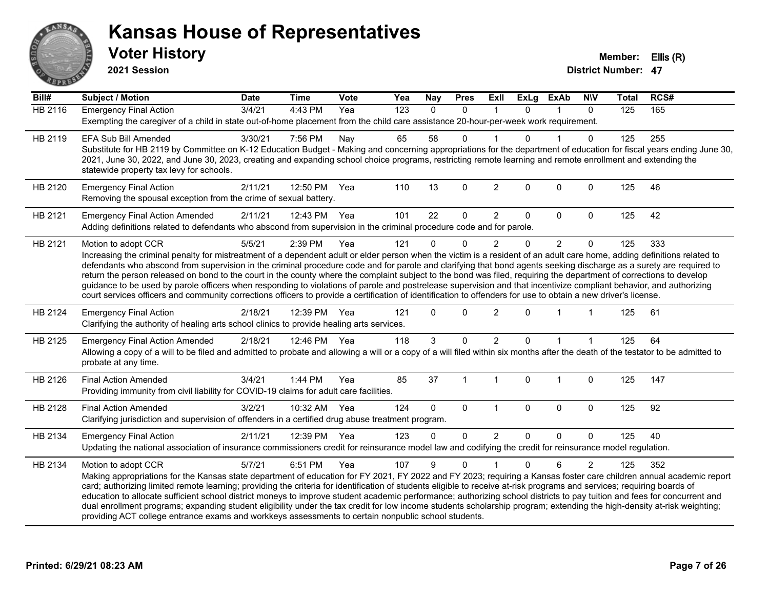# Kansas House of Representatives

## Voter History

**2021 Session**

**Member:** Ellis (R)
**District Number:** 47

| Bill# | Subject / Motion | Date | Time | Vote | Yea | Nay | Pres | ExII | ExLg | ExAb | N\V | Total | RCS# |
|---|---|---|---|---|---|---|---|---|---|---|---|---|---|
| HB 2116 | Emergency Final Action | 3/4/21 | 4:43 PM | Yea | 123 | 0 | 0 | 1 | 0 | 1 | 0 | 125 | 165 |
| | Exempting the caregiver of a child in state out-of-home placement from the child care assistance 20-hour-per-week work requirement. | | | | | | | | | | | | |
| HB 2119 | EFA Sub Bill Amended | 3/30/21 | 7:56 PM | Nay | 65 | 58 | 0 | 1 | 0 | 1 | 0 | 125 | 255 |
| | Substitute for HB 2119 by Committee on K-12 Education Budget - Making and concerning appropriations for the department of education for fiscal years ending June 30, 2021, June 30, 2022, and June 30, 2023, creating and expanding school choice programs, restricting remote learning and remote enrollment and extending the statewide property tax levy for schools. | | | | | | | | | | | | |
| HB 2120 | Emergency Final Action | 2/11/21 | 12:50 PM | Yea | 110 | 13 | 0 | 2 | 0 | 0 | 0 | 125 | 46 |
| | Removing the spousal exception from the crime of sexual battery. | | | | | | | | | | | | |
| HB 2121 | Emergency Final Action Amended | 2/11/21 | 12:43 PM | Yea | 101 | 22 | 0 | 2 | 0 | 0 | 0 | 125 | 42 |
| | Adding definitions related to defendants who abscond from supervision in the criminal procedure code and for parole. | | | | | | | | | | | | |
| HB 2121 | Motion to adopt CCR | 5/5/21 | 2:39 PM | Yea | 121 | 0 | 0 | 2 | 0 | 2 | 0 | 125 | 333 |
| | Increasing the criminal penalty for mistreatment of a dependent adult or elder person when the victim is a resident of an adult care home, adding definitions related to defendants who abscond from supervision in the criminal procedure code and for parole and clarifying that bond agents seeking discharge as a surety are required to return the person released on bond to the court in the county where the complaint subject to the bond was filed, requiring the department of corrections to develop guidance to be used by parole officers when responding to violations of parole and postrelease supervision and that incentivize compliant behavior, and authorizing court services officers and community corrections officers to provide a certification of identification to offenders for use to obtain a new driver's license. | | | | | | | | | | | | |
| HB 2124 | Emergency Final Action | 2/18/21 | 12:39 PM | Yea | 121 | 0 | 0 | 2 | 0 | 1 | 1 | 125 | 61 |
| | Clarifying the authority of healing arts school clinics to provide healing arts services. | | | | | | | | | | | | |
| HB 2125 | Emergency Final Action Amended | 2/18/21 | 12:46 PM | Yea | 118 | 3 | 0 | 2 | 0 | 1 | 1 | 125 | 64 |
| | Allowing a copy of a will to be filed and admitted to probate and allowing a will or a copy of a will filed within six months after the death of the testator to be admitted to probate at any time. | | | | | | | | | | | | |
| HB 2126 | Final Action Amended | 3/4/21 | 1:44 PM | Yea | 85 | 37 | 1 | 1 | 0 | 1 | 0 | 125 | 147 |
| | Providing immunity from civil liability for COVID-19 claims for adult care facilities. | | | | | | | | | | | | |
| HB 2128 | Final Action Amended | 3/2/21 | 10:32 AM | Yea | 124 | 0 | 0 | 1 | 0 | 0 | 0 | 125 | 92 |
| | Clarifying jurisdiction and supervision of offenders in a certified drug abuse treatment program. | | | | | | | | | | | | |
| HB 2134 | Emergency Final Action | 2/11/21 | 12:39 PM | Yea | 123 | 0 | 0 | 2 | 0 | 0 | 0 | 125 | 40 |
| | Updating the national association of insurance commissioners credit for reinsurance model law and codifying the credit for reinsurance model regulation. | | | | | | | | | | | | |
| HB 2134 | Motion to adopt CCR | 5/7/21 | 6:51 PM | Yea | 107 | 9 | 0 | 1 | 0 | 6 | 2 | 125 | 352 |
| | Making appropriations for the Kansas state department of education for FY 2021, FY 2022 and FY 2023; requiring a Kansas foster care children annual academic report card; authorizing limited remote learning; providing the criteria for identification of students eligible to receive at-risk programs and services; requiring boards of education to allocate sufficient school district moneys to improve student academic performance; authorizing school districts to pay tuition and fees for concurrent and dual enrollment programs; expanding student eligibility under the tax credit for low income students scholarship program; extending the high-density at-risk weighting; providing ACT college entrance exams and workkeys assessments to certain nonpublic school students. | | | | | | | | | | | | |

**Printed: 6/29/21 08:23 AM**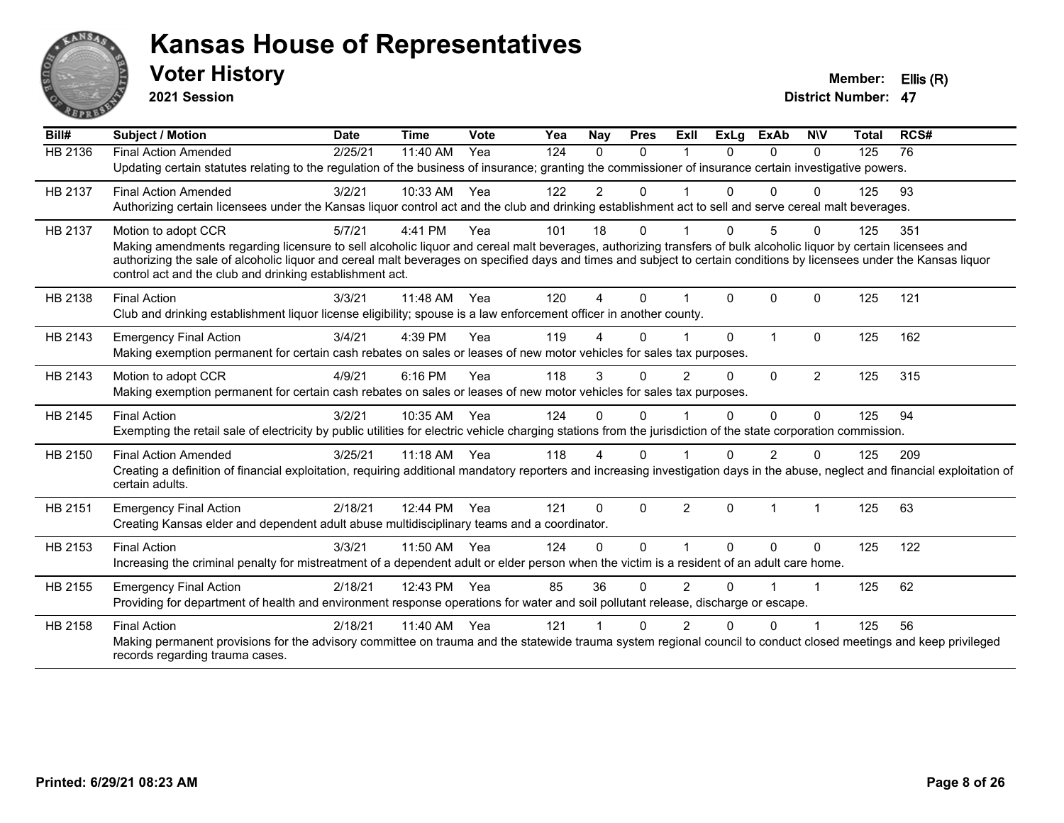# Kansas House of Representatives

## Voter History

**2021 Session**

**Member:** Ellis (R)
**District Number:** 47

| Bill# | Subject / Motion | Date | Time | Vote | Yea | Nay | Pres | ExII | ExLg | ExAb | N\V | Total | RCS# |
|---|---|---|---|---|---|---|---|---|---|---|---|---|---|
| HB 2136 | Final Action Amended | 2/25/21 | 11:40 AM | Yea | 124 | 0 | 0 | 1 | 0 | 0 | 0 | 125 | 76 |
| | Updating certain statutes relating to the regulation of the business of insurance; granting the commissioner of insurance certain investigative powers. | | | | | | | | | | | | |
| HB 2137 | Final Action Amended | 3/2/21 | 10:33 AM | Yea | 122 | 2 | 0 | 1 | 0 | 0 | 0 | 125 | 93 |
| | Authorizing certain licensees under the Kansas liquor control act and the club and drinking establishment act to sell and serve cereal malt beverages. | | | | | | | | | | | | |
| HB 2137 | Motion to adopt CCR | 5/7/21 | 4:41 PM | Yea | 101 | 18 | 0 | 1 | 0 | 5 | 0 | 125 | 351 |
| | Making amendments regarding licensure to sell alcoholic liquor and cereal malt beverages, authorizing transfers of bulk alcoholic liquor by certain licensees and authorizing the sale of alcoholic liquor and cereal malt beverages on specified days and times and subject to certain conditions by licensees under the Kansas liquor control act and the club and drinking establishment act. | | | | | | | | | | | | |
| HB 2138 | Final Action | 3/3/21 | 11:48 AM | Yea | 120 | 4 | 0 | 1 | 0 | 0 | 0 | 125 | 121 |
| | Club and drinking establishment liquor license eligibility; spouse is a law enforcement officer in another county. | | | | | | | | | | | | |
| HB 2143 | Emergency Final Action | 3/4/21 | 4:39 PM | Yea | 119 | 4 | 0 | 1 | 0 | 1 | 0 | 125 | 162 |
| | Making exemption permanent for certain cash rebates on sales or leases of new motor vehicles for sales tax purposes. | | | | | | | | | | | | |
| HB 2143 | Motion to adopt CCR | 4/9/21 | 6:16 PM | Yea | 118 | 3 | 0 | 2 | 0 | 0 | 2 | 125 | 315 |
| | Making exemption permanent for certain cash rebates on sales or leases of new motor vehicles for sales tax purposes. | | | | | | | | | | | | |
| HB 2145 | Final Action | 3/2/21 | 10:35 AM | Yea | 124 | 0 | 0 | 1 | 0 | 0 | 0 | 125 | 94 |
| | Exempting the retail sale of electricity by public utilities for electric vehicle charging stations from the jurisdiction of the state corporation commission. | | | | | | | | | | | | |
| HB 2150 | Final Action Amended | 3/25/21 | 11:18 AM | Yea | 118 | 4 | 0 | 1 | 0 | 2 | 0 | 125 | 209 |
| | Creating a definition of financial exploitation, requiring additional mandatory reporters and increasing investigation days in the abuse, neglect and financial exploitation of certain adults. | | | | | | | | | | | | |
| HB 2151 | Emergency Final Action | 2/18/21 | 12:44 PM | Yea | 121 | 0 | 0 | 2 | 0 | 1 | 1 | 125 | 63 |
| | Creating Kansas elder and dependent adult abuse multidisciplinary teams and a coordinator. | | | | | | | | | | | | |
| HB 2153 | Final Action | 3/3/21 | 11:50 AM | Yea | 124 | 0 | 0 | 1 | 0 | 0 | 0 | 125 | 122 |
| | Increasing the criminal penalty for mistreatment of a dependent adult or elder person when the victim is a resident of an adult care home. | | | | | | | | | | | | |
| HB 2155 | Emergency Final Action | 2/18/21 | 12:43 PM | Yea | 85 | 36 | 0 | 2 | 0 | 1 | 1 | 125 | 62 |
| | Providing for department of health and environment response operations for water and soil pollutant release, discharge or escape. | | | | | | | | | | | | |
| HB 2158 | Final Action | 2/18/21 | 11:40 AM | Yea | 121 | 1 | 0 | 2 | 0 | 0 | 1 | 125 | 56 |
| | Making permanent provisions for the advisory committee on trauma and the statewide trauma system regional council to conduct closed meetings and keep privileged records regarding trauma cases. | | | | | | | | | | | | |

**Printed: 6/29/21 08:23 AM**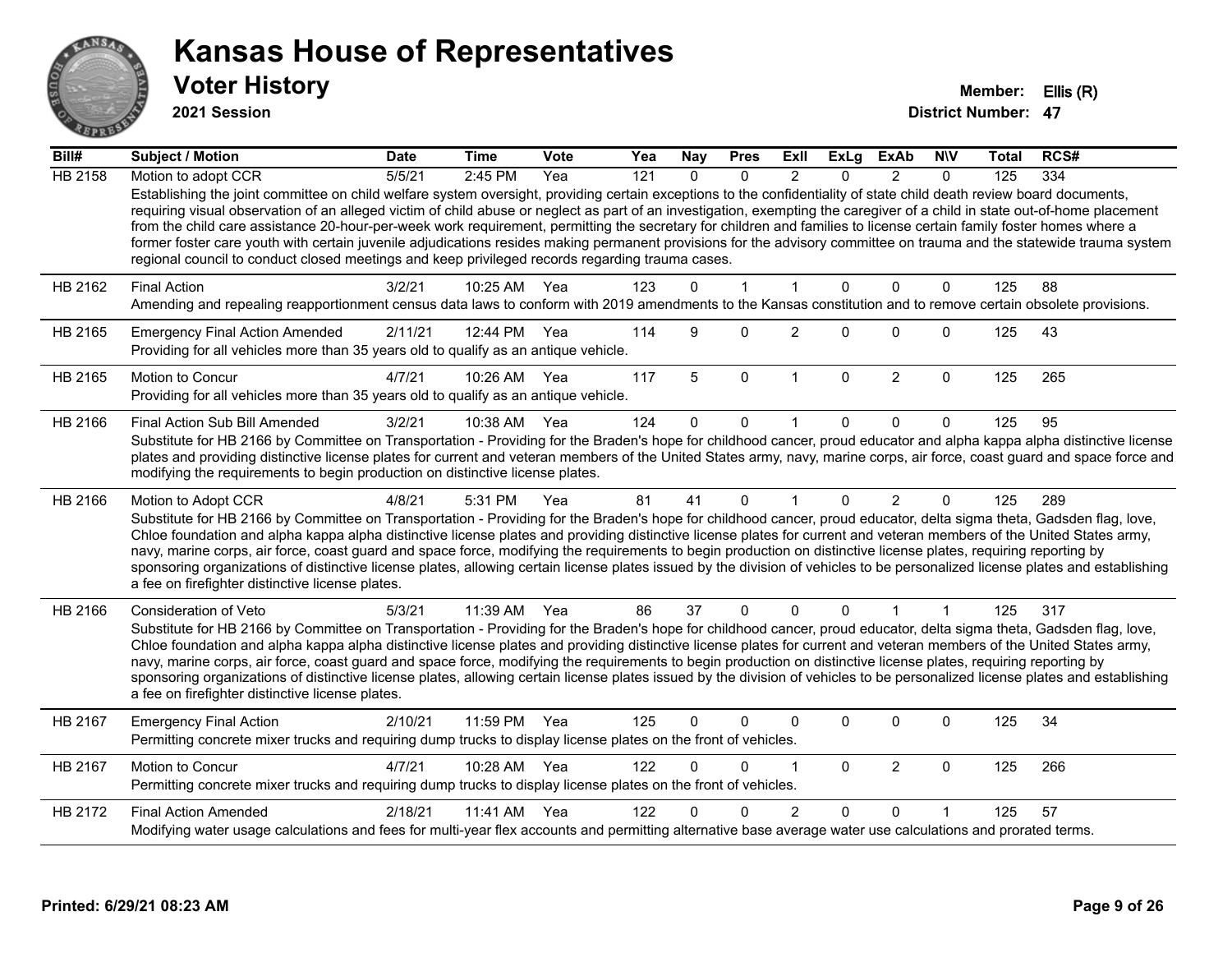# Kansas House of Representatives

## Voter History

**2021 Session**

**Member:** Ellis (R)
**District Number:** 47

| Bill# | Subject / Motion | Date | Time | Vote | Yea | Nay | Pres | ExII | ExLg | ExAb | N\V | Total | RCS# |
|---|---|---|---|---|---|---|---|---|---|---|---|---|---|
| HB 2158 | Motion to adopt CCR | 5/5/21 | 2:45 PM | Yea | 121 | 0 | 0 | 2 | 0 | 2 | 0 | 125 | 334 |
| | Establishing the joint committee on child welfare system oversight, providing certain exceptions to the confidentiality of state child death review board documents, requiring visual observation of an alleged victim of child abuse or neglect as part of an investigation, exempting the caregiver of a child in state out-of-home placement from the child care assistance 20-hour-per-week work requirement, permitting the secretary for children and families to license certain family foster homes where a former foster care youth with certain juvenile adjudications resides making permanent provisions for the advisory committee on trauma and the statewide trauma system regional council to conduct closed meetings and keep privileged records regarding trauma cases. | | | | | | | | | | | | |
| HB 2162 | Final Action | 3/2/21 | 10:25 AM | Yea | 123 | 0 | 1 | 1 | 0 | 0 | 0 | 125 | 88 |
| | Amending and repealing reapportionment census data laws to conform with 2019 amendments to the Kansas constitution and to remove certain obsolete provisions. | | | | | | | | | | | | |
| HB 2165 | Emergency Final Action Amended | 2/11/21 | 12:44 PM | Yea | 114 | 9 | 0 | 2 | 0 | 0 | 0 | 125 | 43 |
| | Providing for all vehicles more than 35 years old to qualify as an antique vehicle. | | | | | | | | | | | | |
| HB 2165 | Motion to Concur | 4/7/21 | 10:26 AM | Yea | 117 | 5 | 0 | 1 | 0 | 2 | 0 | 125 | 265 |
| | Providing for all vehicles more than 35 years old to qualify as an antique vehicle. | | | | | | | | | | | | |
| HB 2166 | Final Action Sub Bill Amended | 3/2/21 | 10:38 AM | Yea | 124 | 0 | 0 | 1 | 0 | 0 | 0 | 125 | 95 |
| | Substitute for HB 2166 by Committee on Transportation - Providing for the Braden's hope for childhood cancer, proud educator and alpha kappa alpha distinctive license plates and providing distinctive license plates for current and veteran members of the United States army, navy, marine corps, air force, coast guard and space force and modifying the requirements to begin production on distinctive license plates. | | | | | | | | | | | | |
| HB 2166 | Motion to Adopt CCR | 4/8/21 | 5:31 PM | Yea | 81 | 41 | 0 | 1 | 0 | 2 | 0 | 125 | 289 |
| | Substitute for HB 2166 by Committee on Transportation - Providing for the Braden's hope for childhood cancer, proud educator, delta sigma theta, Gadsden flag, love, Chloe foundation and alpha kappa alpha distinctive license plates and providing distinctive license plates for current and veteran members of the United States army, navy, marine corps, air force, coast guard and space force, modifying the requirements to begin production on distinctive license plates, requiring reporting by sponsoring organizations of distinctive license plates, allowing certain license plates issued by the division of vehicles to be personalized license plates and establishing a fee on firefighter distinctive license plates. | | | | | | | | | | | | |
| HB 2166 | Consideration of Veto | 5/3/21 | 11:39 AM | Yea | 86 | 37 | 0 | 0 | 0 | 1 | 1 | 125 | 317 |
| | Substitute for HB 2166 by Committee on Transportation - Providing for the Braden's hope for childhood cancer, proud educator, delta sigma theta, Gadsden flag, love, Chloe foundation and alpha kappa alpha distinctive license plates and providing distinctive license plates for current and veteran members of the United States army, navy, marine corps, air force, coast guard and space force, modifying the requirements to begin production on distinctive license plates, requiring reporting by sponsoring organizations of distinctive license plates, allowing certain license plates issued by the division of vehicles to be personalized license plates and establishing a fee on firefighter distinctive license plates. | | | | | | | | | | | | |
| HB 2167 | Emergency Final Action | 2/10/21 | 11:59 PM | Yea | 125 | 0 | 0 | 0 | 0 | 0 | 0 | 125 | 34 |
| | Permitting concrete mixer trucks and requiring dump trucks to display license plates on the front of vehicles. | | | | | | | | | | | | |
| HB 2167 | Motion to Concur | 4/7/21 | 10:28 AM | Yea | 122 | 0 | 0 | 1 | 0 | 2 | 0 | 125 | 266 |
| | Permitting concrete mixer trucks and requiring dump trucks to display license plates on the front of vehicles. | | | | | | | | | | | | |
| HB 2172 | Final Action Amended | 2/18/21 | 11:41 AM | Yea | 122 | 0 | 0 | 2 | 0 | 0 | 1 | 125 | 57 |
| | Modifying water usage calculations and fees for multi-year flex accounts and permitting alternative base average water use calculations and prorated terms. | | | | | | | | | | | | |

Printed: 6/29/21 08:23 AM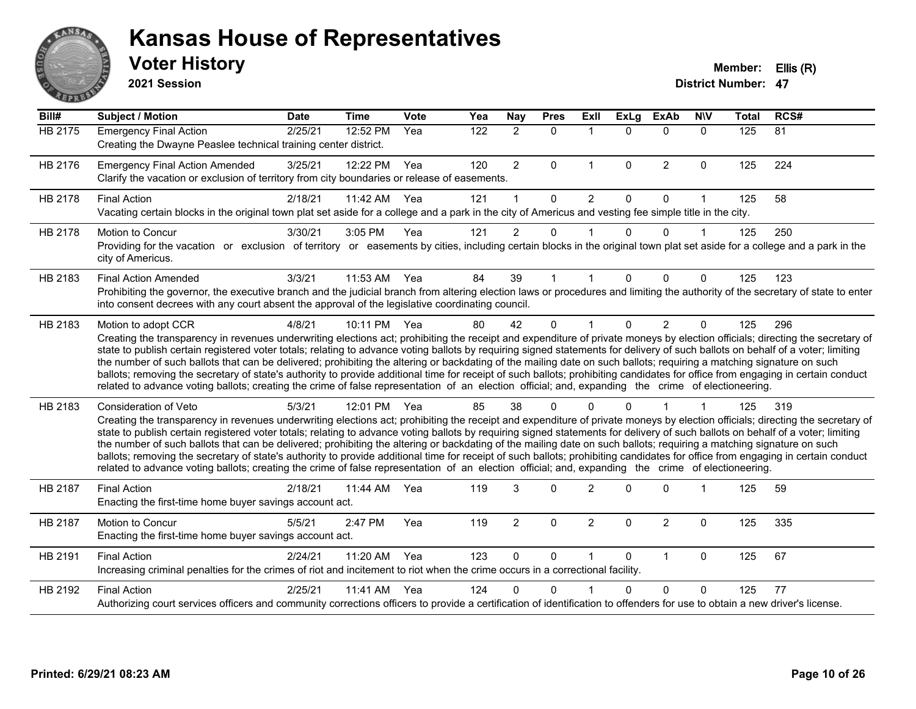# Kansas House of Representatives

## Voter History

**2021 Session**

**Member:** Ellis (R)
**District Number:** 47

| Bill# | Subject / Motion | Date | Time | Vote | Yea | Nay | Pres | ExII | ExLg | ExAb | N\V | Total | RCS# |
|---|---|---|---|---|---|---|---|---|---|---|---|---|---|
| HB 2175 | Emergency Final Action<br>Creating the Dwayne Peaslee technical training center district. | 2/25/21 | 12:52 PM | Yea | 122 | 2 | 0 | 1 | 0 | 0 | 0 | 125 | 81 |
| HB 2176 | Emergency Final Action Amended<br>Clarify the vacation or exclusion of territory from city boundaries or release of easements. | 3/25/21 | 12:22 PM | Yea | 120 | 2 | 0 | 1 | 0 | 2 | 0 | 125 | 224 |
| HB 2178 | Final Action<br>Vacating certain blocks in the original town plat set aside for a college and a park in the city of Americus and vesting fee simple title in the city. | 2/18/21 | 11:42 AM | Yea | 121 | 1 | 0 | 2 | 0 | 0 | 1 | 125 | 58 |
| HB 2178 | Motion to Concur<br>Providing for the vacation or exclusion of territory or easements by cities, including certain blocks in the original town plat set aside for a college and a park in the city of Americus. | 3/30/21 | 3:05 PM | Yea | 121 | 2 | 0 | 1 | 0 | 0 | 1 | 125 | 250 |
| HB 2183 | Final Action Amended<br>Prohibiting the governor, the executive branch and the judicial branch from altering election laws or procedures and limiting the authority of the secretary of state to enter into consent decrees with any court absent the approval of the legislative coordinating council. | 3/3/21 | 11:53 AM | Yea | 84 | 39 | 1 | 1 | 0 | 0 | 0 | 125 | 123 |
| HB 2183 | Motion to adopt CCR<br>Creating the transparency in revenues underwriting elections act; prohibiting the receipt and expenditure of private moneys by election officials; directing the secretary of state to publish certain registered voter totals; relating to advance voting ballots by requiring signed statements for delivery of such ballots on behalf of a voter; limiting the number of such ballots that can be delivered; prohibiting the altering or backdating of the mailing date on such ballots; requiring a matching signature on such ballots; removing the secretary of state's authority to provide additional time for receipt of such ballots; prohibiting candidates for office from engaging in certain conduct related to advance voting ballots; creating the crime of false representation of an election official; and, expanding the crime of electioneering. | 4/8/21 | 10:11 PM | Yea | 80 | 42 | 0 | 1 | 0 | 2 | 0 | 125 | 296 |
| HB 2183 | Consideration of Veto<br>Creating the transparency in revenues underwriting elections act; prohibiting the receipt and expenditure of private moneys by election officials; directing the secretary of state to publish certain registered voter totals; relating to advance voting ballots by requiring signed statements for delivery of such ballots on behalf of a voter; limiting the number of such ballots that can be delivered; prohibiting the altering or backdating of the mailing date on such ballots; requiring a matching signature on such ballots; removing the secretary of state's authority to provide additional time for receipt of such ballots; prohibiting candidates for office from engaging in certain conduct related to advance voting ballots; creating the crime of false representation of an election official; and, expanding the crime of electioneering. | 5/3/21 | 12:01 PM | Yea | 85 | 38 | 0 | 0 | 0 | 1 | 1 | 125 | 319 |
| HB 2187 | Final Action<br>Enacting the first-time home buyer savings account act. | 2/18/21 | 11:44 AM | Yea | 119 | 3 | 0 | 2 | 0 | 0 | 1 | 125 | 59 |
| HB 2187 | Motion to Concur<br>Enacting the first-time home buyer savings account act. | 5/5/21 | 2:47 PM | Yea | 119 | 2 | 0 | 2 | 0 | 2 | 0 | 125 | 335 |
| HB 2191 | Final Action<br>Increasing criminal penalties for the crimes of riot and incitement to riot when the crime occurs in a correctional facility. | 2/24/21 | 11:20 AM | Yea | 123 | 0 | 0 | 1 | 0 | 1 | 0 | 125 | 67 |
| HB 2192 | Final Action<br>Authorizing court services officers and community corrections officers to provide a certification of identification to offenders for use to obtain a new driver's license. | 2/25/21 | 11:41 AM | Yea | 124 | 0 | 0 | 1 | 0 | 0 | 0 | 125 | 77 |

Printed: 6/29/21 08:23 AM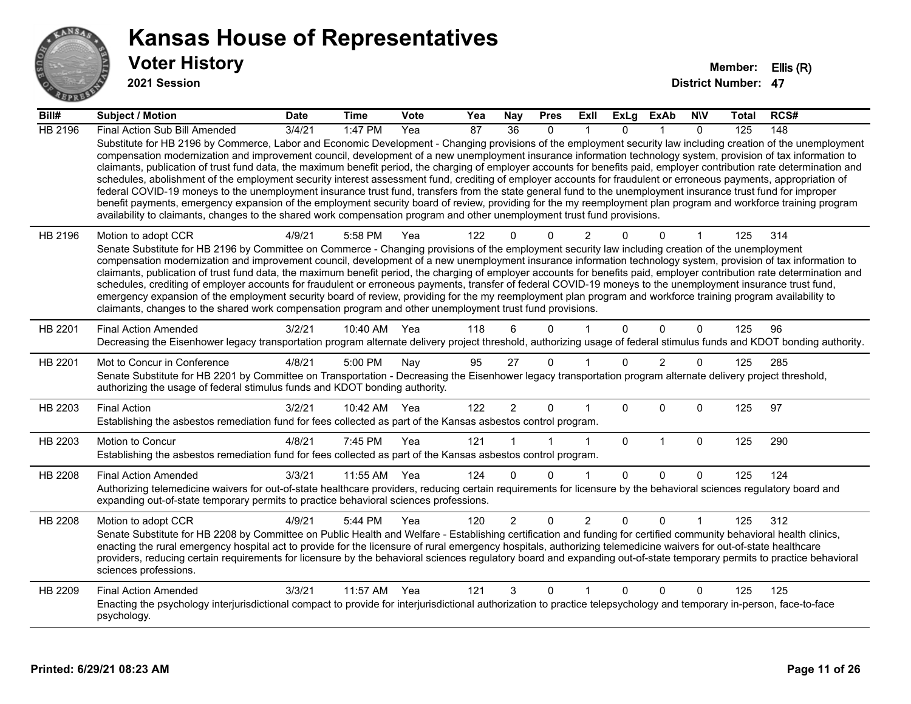# Kansas House of Representatives

## Voter History

**2021 Session**

**Member:** Ellis (R)
**District Number:** 47

| Bill# | Subject / Motion | Date | Time | Vote | Yea | Nay | Pres | ExII | ExLg | ExAb | N\V | Total | RCS# |
|---|---|---|---|---|---|---|---|---|---|---|---|---|---|
| HB 2196 | Final Action Sub Bill Amended | 3/4/21 | 1:47 PM | Yea | 87 | 36 | 0 | 1 | 0 | 1 | 0 | 125 | 148 |
| | Substitute for HB 2196 by Commerce, Labor and Economic Development - Changing provisions of the employment security law including creation of the unemployment compensation modernization and improvement council, development of a new unemployment insurance information technology system, provision of tax information to claimants, publication of trust fund data, the maximum benefit period, the charging of employer accounts for benefits paid, employer contribution rate determination and schedules, abolishment of the employment security interest assessment fund, crediting of employer accounts for fraudulent or erroneous payments, appropriation of federal COVID-19 moneys to the unemployment insurance trust fund, transfers from the state general fund to the unemployment insurance trust fund for improper benefit payments, emergency expansion of the employment security board of review, providing for the my reemployment plan program and workforce training program availability to claimants, changes to the shared work compensation program and other unemployment trust fund provisions. | | | | | | | | | | | | |
| HB 2196 | Motion to adopt CCR | 4/9/21 | 5:58 PM | Yea | 122 | 0 | 0 | 2 | 0 | 0 | 1 | 125 | 314 |
| | Senate Substitute for HB 2196 by Committee on Commerce - Changing provisions of the employment security law including creation of the unemployment compensation modernization and improvement council, development of a new unemployment insurance information technology system, provision of tax information to claimants, publication of trust fund data, the maximum benefit period, the charging of employer accounts for benefits paid, employer contribution rate determination and schedules, crediting of employer accounts for fraudulent or erroneous payments, transfer of federal COVID-19 moneys to the unemployment insurance trust fund, emergency expansion of the employment security board of review, providing for the my reemployment plan program and workforce training program availability to claimants, changes to the shared work compensation program and other unemployment trust fund provisions. | | | | | | | | | | | | |
| HB 2201 | Final Action Amended | 3/2/21 | 10:40 AM | Yea | 118 | 6 | 0 | 1 | 0 | 0 | 0 | 125 | 96 |
| | Decreasing the Eisenhower legacy transportation program alternate delivery project threshold, authorizing usage of federal stimulus funds and KDOT bonding authority. | | | | | | | | | | | | |
| HB 2201 | Mot to Concur in Conference | 4/8/21 | 5:00 PM | Nay | 95 | 27 | 0 | 1 | 0 | 2 | 0 | 125 | 285 |
| | Senate Substitute for HB 2201 by Committee on Transportation - Decreasing the Eisenhower legacy transportation program alternate delivery project threshold, authorizing the usage of federal stimulus funds and KDOT bonding authority. | | | | | | | | | | | | |
| HB 2203 | Final Action | 3/2/21 | 10:42 AM | Yea | 122 | 2 | 0 | 1 | 0 | 0 | 0 | 125 | 97 |
| | Establishing the asbestos remediation fund for fees collected as part of the Kansas asbestos control program. | | | | | | | | | | | | |
| HB 2203 | Motion to Concur | 4/8/21 | 7:45 PM | Yea | 121 | 1 | 1 | 1 | 0 | 1 | 0 | 125 | 290 |
| | Establishing the asbestos remediation fund for fees collected as part of the Kansas asbestos control program. | | | | | | | | | | | | |
| HB 2208 | Final Action Amended | 3/3/21 | 11:55 AM | Yea | 124 | 0 | 0 | 1 | 0 | 0 | 0 | 125 | 124 |
| | Authorizing telemedicine waivers for out-of-state healthcare providers, reducing certain requirements for licensure by the behavioral sciences regulatory board and expanding out-of-state temporary permits to practice behavioral sciences professions. | | | | | | | | | | | | |
| HB 2208 | Motion to adopt CCR | 4/9/21 | 5:44 PM | Yea | 120 | 2 | 0 | 2 | 0 | 0 | 1 | 125 | 312 |
| | Senate Substitute for HB 2208 by Committee on Public Health and Welfare - Establishing certification and funding for certified community behavioral health clinics, enacting the rural emergency hospital act to provide for the licensure of rural emergency hospitals, authorizing telemedicine waivers for out-of-state healthcare providers, reducing certain requirements for licensure by the behavioral sciences regulatory board and expanding out-of-state temporary permits to practice behavioral sciences professions. | | | | | | | | | | | | |
| HB 2209 | Final Action Amended | 3/3/21 | 11:57 AM | Yea | 121 | 3 | 0 | 1 | 0 | 0 | 0 | 125 | 125 |
| | Enacting the psychology interjurisdictional compact to provide for interjurisdictional authorization to practice telepsychology and temporary in-person, face-to-face psychology. | | | | | | | | | | | | |

**Printed: 6/29/21 08:23 AM**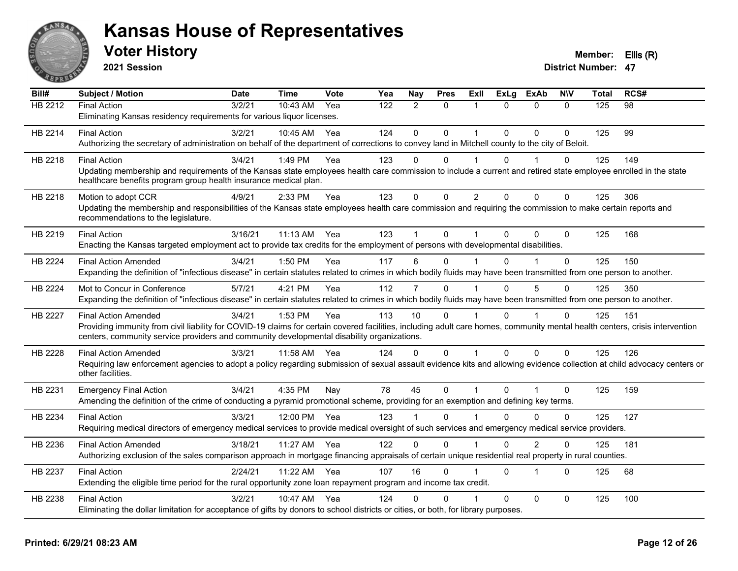# Kansas House of Representatives

## Voter History

**2021 Session**

**Member:** Ellis (R)
**District Number:** 47

| Bill# | Subject / Motion | Date | Time | Vote | Yea | Nay | Pres | ExII | ExLg | ExAb | N\V | Total | RCS# |
|---|---|---|---|---|---|---|---|---|---|---|---|---|---|
| HB 2212 | Final Action | 3/2/21 | 10:43 AM | Yea | 122 | 2 | 0 | 1 | 0 | 0 | 0 | 125 | 98 |
| | Eliminating Kansas residency requirements for various liquor licenses. | | | | | | | | | | | | |
| HB 2214 | Final Action | 3/2/21 | 10:45 AM | Yea | 124 | 0 | 0 | 1 | 0 | 0 | 0 | 125 | 99 |
| | Authorizing the secretary of administration on behalf of the department of corrections to convey land in Mitchell county to the city of Beloit. | | | | | | | | | | | | |
| HB 2218 | Final Action | 3/4/21 | 1:49 PM | Yea | 123 | 0 | 0 | 1 | 0 | 1 | 0 | 125 | 149 |
| | Updating membership and requirements of the Kansas state employees health care commission to include a current and retired state employee enrolled in the state healthcare benefits program group health insurance medical plan. | | | | | | | | | | | | |
| HB 2218 | Motion to adopt CCR | 4/9/21 | 2:33 PM | Yea | 123 | 0 | 0 | 2 | 0 | 0 | 0 | 125 | 306 |
| | Updating the membership and responsibilities of the Kansas state employees health care commission and requiring the commission to make certain reports and recommendations to the legislature. | | | | | | | | | | | | |
| HB 2219 | Final Action | 3/16/21 | 11:13 AM | Yea | 123 | 1 | 0 | 1 | 0 | 0 | 0 | 125 | 168 |
| | Enacting the Kansas targeted employment act to provide tax credits for the employment of persons with developmental disabilities. | | | | | | | | | | | | |
| HB 2224 | Final Action Amended | 3/4/21 | 1:50 PM | Yea | 117 | 6 | 0 | 1 | 0 | 1 | 0 | 125 | 150 |
| | Expanding the definition of "infectious disease" in certain statutes related to crimes in which bodily fluids may have been transmitted from one person to another. | | | | | | | | | | | | |
| HB 2224 | Mot to Concur in Conference | 5/7/21 | 4:21 PM | Yea | 112 | 7 | 0 | 1 | 0 | 5 | 0 | 125 | 350 |
| | Expanding the definition of "infectious disease" in certain statutes related to crimes in which bodily fluids may have been transmitted from one person to another. | | | | | | | | | | | | |
| HB 2227 | Final Action Amended | 3/4/21 | 1:53 PM | Yea | 113 | 10 | 0 | 1 | 0 | 1 | 0 | 125 | 151 |
| | Providing immunity from civil liability for COVID-19 claims for certain covered facilities, including adult care homes, community mental health centers, crisis intervention centers, community service providers and community developmental disability organizations. | | | | | | | | | | | | |
| HB 2228 | Final Action Amended | 3/3/21 | 11:58 AM | Yea | 124 | 0 | 0 | 1 | 0 | 0 | 0 | 125 | 126 |
| | Requiring law enforcement agencies to adopt a policy regarding submission of sexual assault evidence kits and allowing evidence collection at child advocacy centers or other facilities. | | | | | | | | | | | | |
| HB 2231 | Emergency Final Action | 3/4/21 | 4:35 PM | Nay | 78 | 45 | 0 | 1 | 0 | 1 | 0 | 125 | 159 |
| | Amending the definition of the crime of conducting a pyramid promotional scheme, providing for an exemption and defining key terms. | | | | | | | | | | | | |
| HB 2234 | Final Action | 3/3/21 | 12:00 PM | Yea | 123 | 1 | 0 | 1 | 0 | 0 | 0 | 125 | 127 |
| | Requiring medical directors of emergency medical services to provide medical oversight of such services and emergency medical service providers. | | | | | | | | | | | | |
| HB 2236 | Final Action Amended | 3/18/21 | 11:27 AM | Yea | 122 | 0 | 0 | 1 | 0 | 2 | 0 | 125 | 181 |
| | Authorizing exclusion of the sales comparison approach in mortgage financing appraisals of certain unique residential real property in rural counties. | | | | | | | | | | | | |
| HB 2237 | Final Action | 2/24/21 | 11:22 AM | Yea | 107 | 16 | 0 | 1 | 0 | 1 | 0 | 125 | 68 |
| | Extending the eligible time period for the rural opportunity zone loan repayment program and income tax credit. | | | | | | | | | | | | |
| HB 2238 | Final Action | 3/2/21 | 10:47 AM | Yea | 124 | 0 | 0 | 1 | 0 | 0 | 0 | 125 | 100 |
| | Eliminating the dollar limitation for acceptance of gifts by donors to school districts or cities, or both, for library purposes. | | | | | | | | | | | | |

**Printed: 6/29/21 08:23 AM**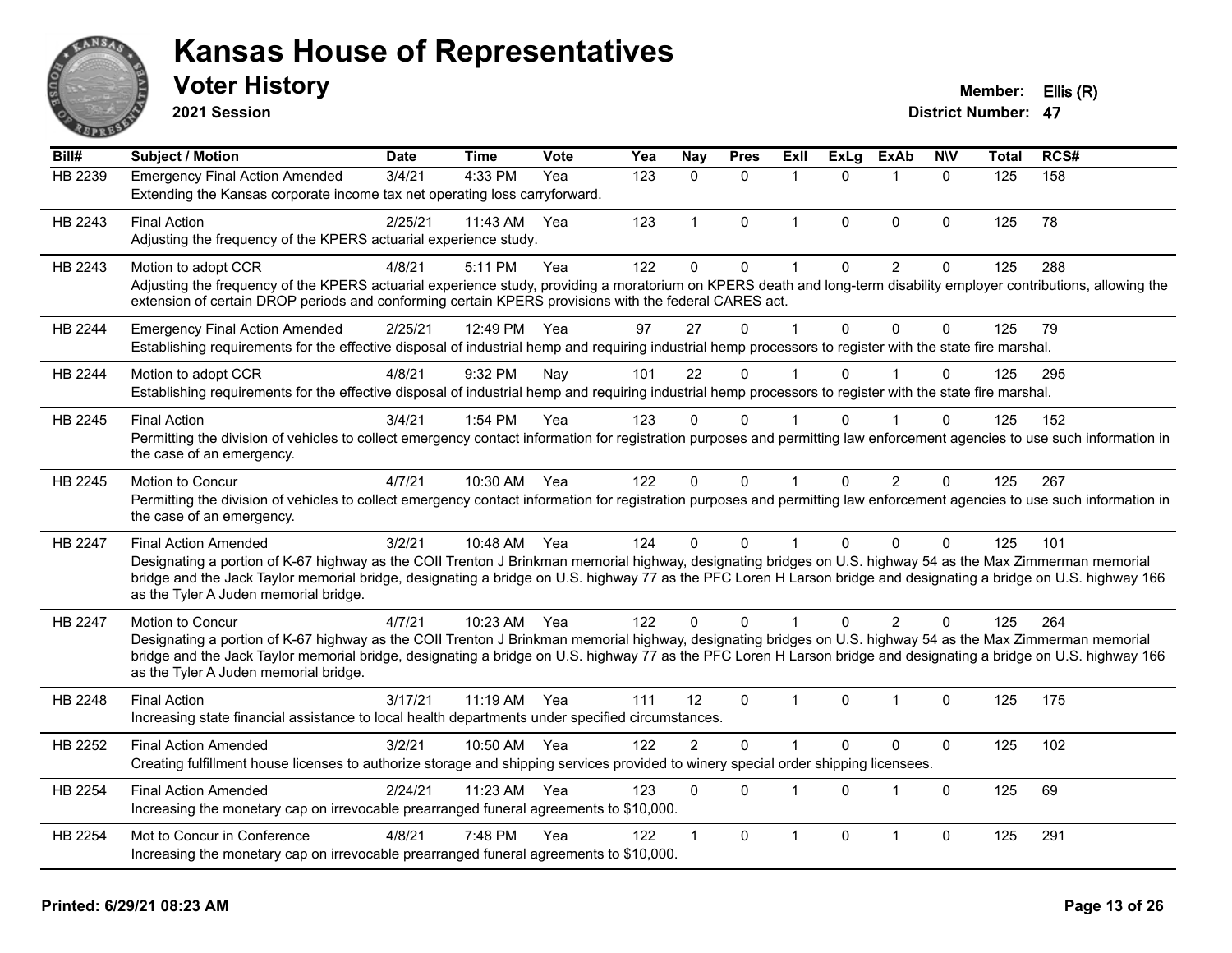# Kansas House of Representatives

## Voter History

**2021 Session**

**Member:** Ellis (R)
**District Number:** 47

| Bill# | Subject / Motion | Date | Time | Vote | Yea | Nay | Pres | ExlI | ExLg | ExAb | N\V | Total | RCS# |
|---|---|---|---|---|---|---|---|---|---|---|---|---|---|
| HB 2239 | Emergency Final Action Amended | 3/4/21 | 4:33 PM | Yea | 123 | 0 | 0 | 1 | 0 | 1 | 0 | 125 | 158 |
| | Extending the Kansas corporate income tax net operating loss carryforward. | | | | | | | | | | | | |
| HB 2243 | Final Action | 2/25/21 | 11:43 AM | Yea | 123 | 1 | 0 | 1 | 0 | 0 | 0 | 125 | 78 |
| | Adjusting the frequency of the KPERS actuarial experience study. | | | | | | | | | | | | |
| HB 2243 | Motion to adopt CCR | 4/8/21 | 5:11 PM | Yea | 122 | 0 | 0 | 1 | 0 | 2 | 0 | 125 | 288 |
| | Adjusting the frequency of the KPERS actuarial experience study, providing a moratorium on KPERS death and long-term disability employer contributions, allowing the extension of certain DROP periods and conforming certain KPERS provisions with the federal CARES act. | | | | | | | | | | | | |
| HB 2244 | Emergency Final Action Amended | 2/25/21 | 12:49 PM | Yea | 97 | 27 | 0 | 1 | 0 | 0 | 0 | 125 | 79 |
| | Establishing requirements for the effective disposal of industrial hemp and requiring industrial hemp processors to register with the state fire marshal. | | | | | | | | | | | | |
| HB 2244 | Motion to adopt CCR | 4/8/21 | 9:32 PM | Nay | 101 | 22 | 0 | 1 | 0 | 1 | 0 | 125 | 295 |
| | Establishing requirements for the effective disposal of industrial hemp and requiring industrial hemp processors to register with the state fire marshal. | | | | | | | | | | | | |
| HB 2245 | Final Action | 3/4/21 | 1:54 PM | Yea | 123 | 0 | 0 | 1 | 0 | 1 | 0 | 125 | 152 |
| | Permitting the division of vehicles to collect emergency contact information for registration purposes and permitting law enforcement agencies to use such information in the case of an emergency. | | | | | | | | | | | | |
| HB 2245 | Motion to Concur | 4/7/21 | 10:30 AM | Yea | 122 | 0 | 0 | 1 | 0 | 2 | 0 | 125 | 267 |
| | Permitting the division of vehicles to collect emergency contact information for registration purposes and permitting law enforcement agencies to use such information in the case of an emergency. | | | | | | | | | | | | |
| HB 2247 | Final Action Amended | 3/2/21 | 10:48 AM | Yea | 124 | 0 | 0 | 1 | 0 | 0 | 0 | 125 | 101 |
| | Designating a portion of K-67 highway as the COII Trenton J Brinkman memorial highway, designating bridges on U.S. highway 54 as the Max Zimmerman memorial bridge and the Jack Taylor memorial bridge, designating a bridge on U.S. highway 77 as the PFC Loren H Larson bridge and designating a bridge on U.S. highway 166 as the Tyler A Juden memorial bridge. | | | | | | | | | | | | |
| HB 2247 | Motion to Concur | 4/7/21 | 10:23 AM | Yea | 122 | 0 | 0 | 1 | 0 | 2 | 0 | 125 | 264 |
| | Designating a portion of K-67 highway as the COII Trenton J Brinkman memorial highway, designating bridges on U.S. highway 54 as the Max Zimmerman memorial bridge and the Jack Taylor memorial bridge, designating a bridge on U.S. highway 77 as the PFC Loren H Larson bridge and designating a bridge on U.S. highway 166 as the Tyler A Juden memorial bridge. | | | | | | | | | | | | |
| HB 2248 | Final Action | 3/17/21 | 11:19 AM | Yea | 111 | 12 | 0 | 1 | 0 | 1 | 0 | 125 | 175 |
| | Increasing state financial assistance to local health departments under specified circumstances. | | | | | | | | | | | | |
| HB 2252 | Final Action Amended | 3/2/21 | 10:50 AM | Yea | 122 | 2 | 0 | 1 | 0 | 0 | 0 | 125 | 102 |
| | Creating fulfillment house licenses to authorize storage and shipping services provided to winery special order shipping licensees. | | | | | | | | | | | | |
| HB 2254 | Final Action Amended | 2/24/21 | 11:23 AM | Yea | 123 | 0 | 0 | 1 | 0 | 1 | 0 | 125 | 69 |
| | Increasing the monetary cap on irrevocable prearranged funeral agreements to $10,000. | | | | | | | | | | | | |
| HB 2254 | Mot to Concur in Conference | 4/8/21 | 7:48 PM | Yea | 122 | 1 | 0 | 1 | 0 | 1 | 0 | 125 | 291 |
| | Increasing the monetary cap on irrevocable prearranged funeral agreements to $10,000. | | | | | | | | | | | | |

**Printed: 6/29/21 08:23 AM**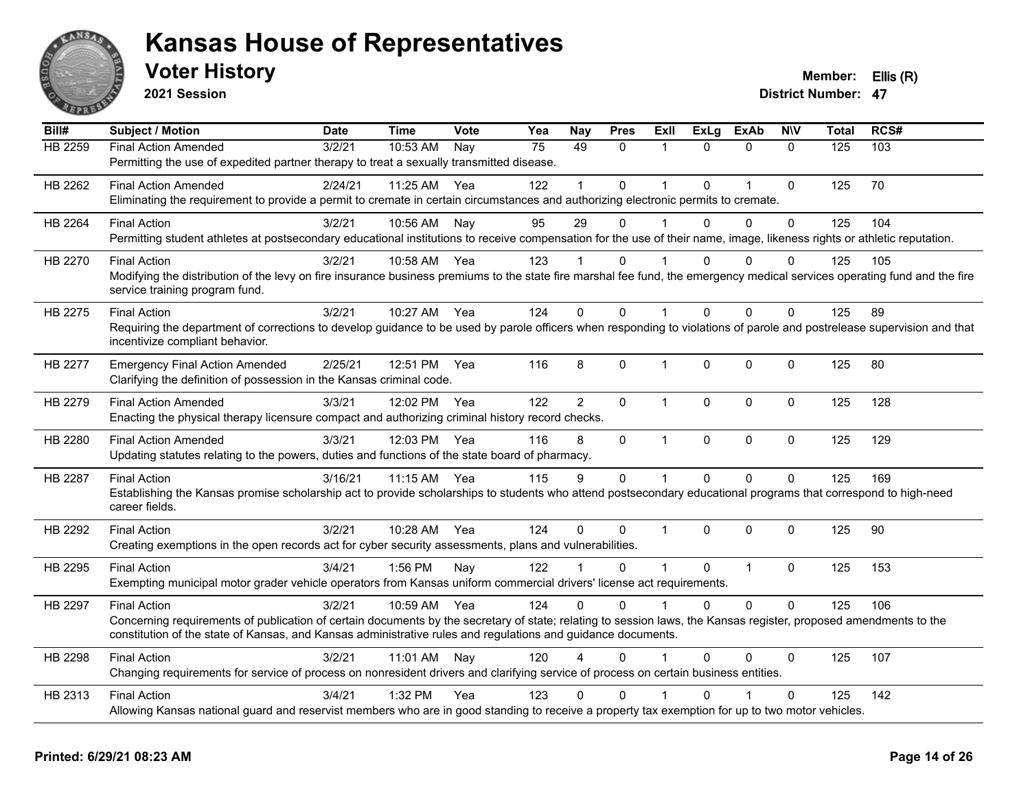# Kansas House of Representatives

## Voter History

**2021 Session**

**Member:** Ellis (R)
**District Number:** 47

| Bill# | Subject / Motion | Date | Time | Vote | Yea | Nay | Pres | ExII | ExLg | ExAb | N\V | Total | RCS# |
|---|---|---|---|---|---|---|---|---|---|---|---|---|---|
| HB 2259 | Final Action Amended | 3/2/21 | 10:53 AM | Nay | 75 | 49 | 0 | 1 | 0 | 0 | 0 | 125 | 103 |
| | Permitting the use of expedited partner therapy to treat a sexually transmitted disease. | | | | | | | | | | | | |
| HB 2262 | Final Action Amended | 2/24/21 | 11:25 AM | Yea | 122 | 1 | 0 | 1 | 0 | 1 | 0 | 125 | 70 |
| | Eliminating the requirement to provide a permit to cremate in certain circumstances and authorizing electronic permits to cremate. | | | | | | | | | | | | |
| HB 2264 | Final Action | 3/2/21 | 10:56 AM | Nay | 95 | 29 | 0 | 1 | 0 | 0 | 0 | 125 | 104 |
| | Permitting student athletes at postsecondary educational institutions to receive compensation for the use of their name, image, likeness rights or athletic reputation. | | | | | | | | | | | | |
| HB 2270 | Final Action | 3/2/21 | 10:58 AM | Yea | 123 | 1 | 0 | 1 | 0 | 0 | 0 | 125 | 105 |
| | Modifying the distribution of the levy on fire insurance business premiums to the state fire marshal fee fund, the emergency medical services operating fund and the fire service training program fund. | | | | | | | | | | | | |
| HB 2275 | Final Action | 3/2/21 | 10:27 AM | Yea | 124 | 0 | 0 | 1 | 0 | 0 | 0 | 125 | 89 |
| | Requiring the department of corrections to develop guidance to be used by parole officers when responding to violations of parole and postrelease supervision and that incentivize compliant behavior. | | | | | | | | | | | | |
| HB 2277 | Emergency Final Action Amended | 2/25/21 | 12:51 PM | Yea | 116 | 8 | 0 | 1 | 0 | 0 | 0 | 125 | 80 |
| | Clarifying the definition of possession in the Kansas criminal code. | | | | | | | | | | | | |
| HB 2279 | Final Action Amended | 3/3/21 | 12:02 PM | Yea | 122 | 2 | 0 | 1 | 0 | 0 | 0 | 125 | 128 |
| | Enacting the physical therapy licensure compact and authorizing criminal history record checks. | | | | | | | | | | | | |
| HB 2280 | Final Action Amended | 3/3/21 | 12:03 PM | Yea | 116 | 8 | 0 | 1 | 0 | 0 | 0 | 125 | 129 |
| | Updating statutes relating to the powers, duties and functions of the state board of pharmacy. | | | | | | | | | | | | |
| HB 2287 | Final Action | 3/16/21 | 11:15 AM | Yea | 115 | 9 | 0 | 1 | 0 | 0 | 0 | 125 | 169 |
| | Establishing the Kansas promise scholarship act to provide scholarships to students who attend postsecondary educational programs that correspond to high-need career fields. | | | | | | | | | | | | |
| HB 2292 | Final Action | 3/2/21 | 10:28 AM | Yea | 124 | 0 | 0 | 1 | 0 | 0 | 0 | 125 | 90 |
| | Creating exemptions in the open records act for cyber security assessments, plans and vulnerabilities. | | | | | | | | | | | | |
| HB 2295 | Final Action | 3/4/21 | 1:56 PM | Nay | 122 | 1 | 0 | 1 | 0 | 1 | 0 | 125 | 153 |
| | Exempting municipal motor grader vehicle operators from Kansas uniform commercial drivers' license act requirements. | | | | | | | | | | | | |
| HB 2297 | Final Action | 3/2/21 | 10:59 AM | Yea | 124 | 0 | 0 | 1 | 0 | 0 | 0 | 125 | 106 |
| | Concerning requirements of publication of certain documents by the secretary of state; relating to session laws, the Kansas register, proposed amendments to the constitution of the state of Kansas, and Kansas administrative rules and regulations and guidance documents. | | | | | | | | | | | | |
| HB 2298 | Final Action | 3/2/21 | 11:01 AM | Nay | 120 | 4 | 0 | 1 | 0 | 0 | 0 | 125 | 107 |
| | Changing requirements for service of process on nonresident drivers and clarifying service of process on certain business entities. | | | | | | | | | | | | |
| HB 2313 | Final Action | 3/4/21 | 1:32 PM | Yea | 123 | 0 | 0 | 1 | 0 | 1 | 0 | 125 | 142 |
| | Allowing Kansas national guard and reservist members who are in good standing to receive a property tax exemption for up to two motor vehicles. | | | | | | | | | | | | |

**Printed: 6/29/21 08:23 AM**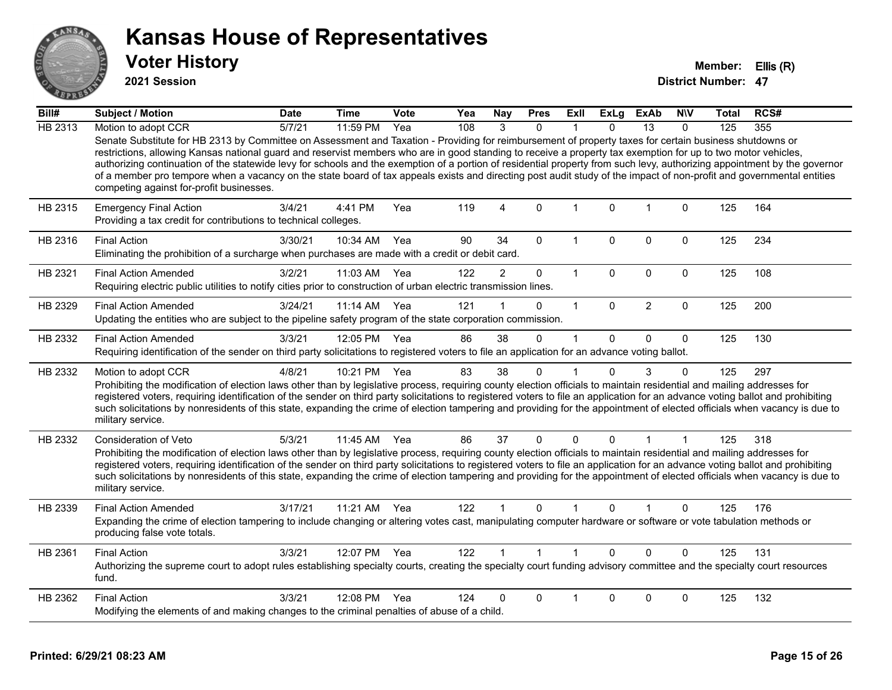# Kansas House of Representatives

## Voter History

**2021 Session**

**Member:** Ellis (R)
**District Number:** 47

| Bill# | Subject / Motion | Date | Time | Vote | Yea | Nay | Pres | ExII | ExLg | ExAb | N\V | Total | RCS# |
|---|---|---|---|---|---|---|---|---|---|---|---|---|---|
| HB 2313 | Motion to adopt CCR | 5/7/21 | 11:59 PM | Yea | 108 | 3 | 0 | 1 | 0 | 13 | 0 | 125 | 355 |
| | Senate Substitute for HB 2313 by Committee on Assessment and Taxation - Providing for reimbursement of property taxes for certain business shutdowns or restrictions, allowing Kansas national guard and reservist members who are in good standing to receive a property tax exemption for up to two motor vehicles, authorizing continuation of the statewide levy for schools and the exemption of a portion of residential property from such levy, authorizing appointment by the governor of a member pro tempore when a vacancy on the state board of tax appeals exists and directing post audit study of the impact of non-profit and governmental entities competing against for-profit businesses. | | | | | | | | | | | | |
| HB 2315 | Emergency Final Action | 3/4/21 | 4:41 PM | Yea | 119 | 4 | 0 | 1 | 0 | 1 | 0 | 125 | 164 |
| | Providing a tax credit for contributions to technical colleges. | | | | | | | | | | | | |
| HB 2316 | Final Action | 3/30/21 | 10:34 AM | Yea | 90 | 34 | 0 | 1 | 0 | 0 | 0 | 125 | 234 |
| | Eliminating the prohibition of a surcharge when purchases are made with a credit or debit card. | | | | | | | | | | | | |
| HB 2321 | Final Action Amended | 3/2/21 | 11:03 AM | Yea | 122 | 2 | 0 | 1 | 0 | 0 | 0 | 125 | 108 |
| | Requiring electric public utilities to notify cities prior to construction of urban electric transmission lines. | | | | | | | | | | | | |
| HB 2329 | Final Action Amended | 3/24/21 | 11:14 AM | Yea | 121 | 1 | 0 | 1 | 0 | 2 | 0 | 125 | 200 |
| | Updating the entities who are subject to the pipeline safety program of the state corporation commission. | | | | | | | | | | | | |
| HB 2332 | Final Action Amended | 3/3/21 | 12:05 PM | Yea | 86 | 38 | 0 | 1 | 0 | 0 | 0 | 125 | 130 |
| | Requiring identification of the sender on third party solicitations to registered voters to file an application for an advance voting ballot. | | | | | | | | | | | | |
| HB 2332 | Motion to adopt CCR | 4/8/21 | 10:21 PM | Yea | 83 | 38 | 0 | 1 | 0 | 3 | 0 | 125 | 297 |
| | Prohibiting the modification of election laws other than by legislative process, requiring county election officials to maintain residential and mailing addresses for registered voters, requiring identification of the sender on third party solicitations to registered voters to file an application for an advance voting ballot and prohibiting such solicitations by nonresidents of this state, expanding the crime of election tampering and providing for the appointment of elected officials when vacancy is due to military service. | | | | | | | | | | | | |
| HB 2332 | Consideration of Veto | 5/3/21 | 11:45 AM | Yea | 86 | 37 | 0 | 0 | 0 | 1 | 1 | 125 | 318 |
| | Prohibiting the modification of election laws other than by legislative process, requiring county election officials to maintain residential and mailing addresses for registered voters, requiring identification of the sender on third party solicitations to registered voters to file an application for an advance voting ballot and prohibiting such solicitations by nonresidents of this state, expanding the crime of election tampering and providing for the appointment of elected officials when vacancy is due to military service. | | | | | | | | | | | | |
| HB 2339 | Final Action Amended | 3/17/21 | 11:21 AM | Yea | 122 | 1 | 0 | 1 | 0 | 1 | 0 | 125 | 176 |
| | Expanding the crime of election tampering to include changing or altering votes cast, manipulating computer hardware or software or vote tabulation methods or producing false vote totals. | | | | | | | | | | | | |
| HB 2361 | Final Action | 3/3/21 | 12:07 PM | Yea | 122 | 1 | 1 | 1 | 0 | 0 | 0 | 125 | 131 |
| | Authorizing the supreme court to adopt rules establishing specialty courts, creating the specialty court funding advisory committee and the specialty court resources fund. | | | | | | | | | | | | |
| HB 2362 | Final Action | 3/3/21 | 12:08 PM | Yea | 124 | 0 | 0 | 1 | 0 | 0 | 0 | 125 | 132 |
| | Modifying the elements of and making changes to the criminal penalties of abuse of a child. | | | | | | | | | | | | |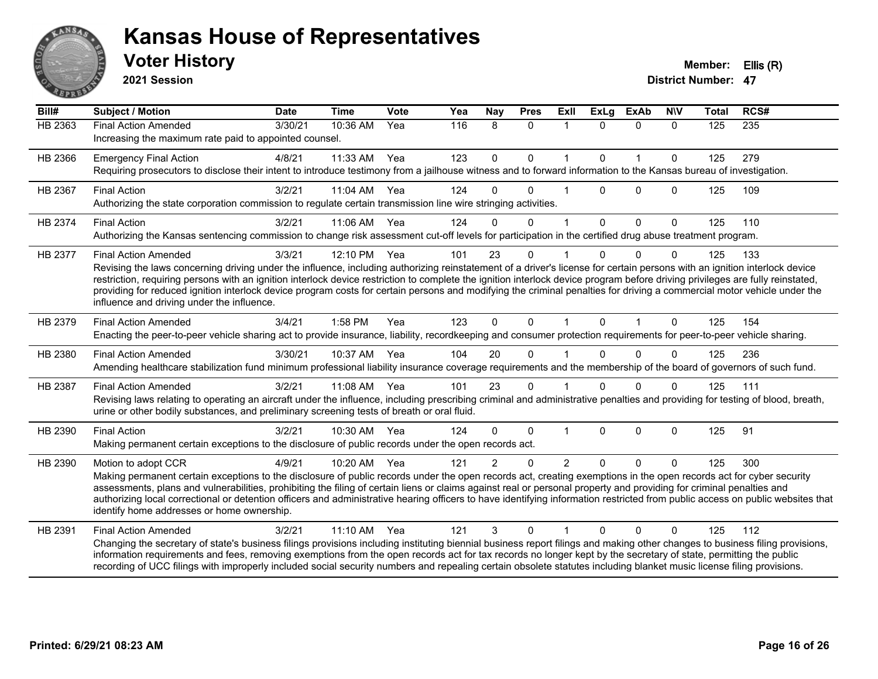# Kansas House of Representatives

## Voter History

**2021 Session**

**Member:** Ellis (R)
**District Number:** 47

| Bill# | Subject / Motion | Date | Time | Vote | Yea | Nay | Pres | ExII | ExLg | ExAb | N\V | Total | RCS# |
|---|---|---|---|---|---|---|---|---|---|---|---|---|---|
| HB 2363 | Final Action Amended | 3/30/21 | 10:36 AM | Yea | 116 | 8 | 0 | 1 | 0 | 0 | 0 | 125 | 235 |
| | Increasing the maximum rate paid to appointed counsel. | | | | | | | | | | | | |
| HB 2366 | Emergency Final Action | 4/8/21 | 11:33 AM | Yea | 123 | 0 | 0 | 1 | 0 | 1 | 0 | 125 | 279 |
| | Requiring prosecutors to disclose their intent to introduce testimony from a jailhouse witness and to forward information to the Kansas bureau of investigation. | | | | | | | | | | | | |
| HB 2367 | Final Action | 3/2/21 | 11:04 AM | Yea | 124 | 0 | 0 | 1 | 0 | 0 | 0 | 125 | 109 |
| | Authorizing the state corporation commission to regulate certain transmission line wire stringing activities. | | | | | | | | | | | | |
| HB 2374 | Final Action | 3/2/21 | 11:06 AM | Yea | 124 | 0 | 0 | 1 | 0 | 0 | 0 | 125 | 110 |
| | Authorizing the Kansas sentencing commission to change risk assessment cut-off levels for participation in the certified drug abuse treatment program. | | | | | | | | | | | | |
| HB 2377 | Final Action Amended | 3/3/21 | 12:10 PM | Yea | 101 | 23 | 0 | 1 | 0 | 0 | 0 | 125 | 133 |
| | Revising the laws concerning driving under the influence, including authorizing reinstatement of a driver's license for certain persons with an ignition interlock device restriction, requiring persons with an ignition interlock device restriction to complete the ignition interlock device program before driving privileges are fully reinstated, providing for reduced ignition interlock device program costs for certain persons and modifying the criminal penalties for driving a commercial motor vehicle under the influence and driving under the influence. | | | | | | | | | | | | |
| HB 2379 | Final Action Amended | 3/4/21 | 1:58 PM | Yea | 123 | 0 | 0 | 1 | 0 | 1 | 0 | 125 | 154 |
| | Enacting the peer-to-peer vehicle sharing act to provide insurance, liability, recordkeeping and consumer protection requirements for peer-to-peer vehicle sharing. | | | | | | | | | | | | |
| HB 2380 | Final Action Amended | 3/30/21 | 10:37 AM | Yea | 104 | 20 | 0 | 1 | 0 | 0 | 0 | 125 | 236 |
| | Amending healthcare stabilization fund minimum professional liability insurance coverage requirements and the membership of the board of governors of such fund. | | | | | | | | | | | | |
| HB 2387 | Final Action Amended | 3/2/21 | 11:08 AM | Yea | 101 | 23 | 0 | 1 | 0 | 0 | 0 | 125 | 111 |
| | Revising laws relating to operating an aircraft under the influence, including prescribing criminal and administrative penalties and providing for testing of blood, breath, urine or other bodily substances, and preliminary screening tests of breath or oral fluid. | | | | | | | | | | | | |
| HB 2390 | Final Action | 3/2/21 | 10:30 AM | Yea | 124 | 0 | 0 | 1 | 0 | 0 | 0 | 125 | 91 |
| | Making permanent certain exceptions to the disclosure of public records under the open records act. | | | | | | | | | | | | |
| HB 2390 | Motion to adopt CCR | 4/9/21 | 10:20 AM | Yea | 121 | 2 | 0 | 2 | 0 | 0 | 0 | 125 | 300 |
| | Making permanent certain exceptions to the disclosure of public records under the open records act, creating exemptions in the open records act for cyber security assessments, plans and vulnerabilities, prohibiting the filing of certain liens or claims against real or personal property and providing for criminal penalties and authorizing local correctional or detention officers and administrative hearing officers to have identifying information restricted from public access on public websites that identify home addresses or home ownership. | | | | | | | | | | | | |
| HB 2391 | Final Action Amended | 3/2/21 | 11:10 AM | Yea | 121 | 3 | 0 | 1 | 0 | 0 | 0 | 125 | 112 |
| | Changing the secretary of state's business filings provisions including instituting biennial business report filings and making other changes to business filing provisions, information requirements and fees, removing exemptions from the open records act for tax records no longer kept by the secretary of state, permitting the public recording of UCC filings with improperly included social security numbers and repealing certain obsolete statutes including blanket music license filing provisions. | | | | | | | | | | | | |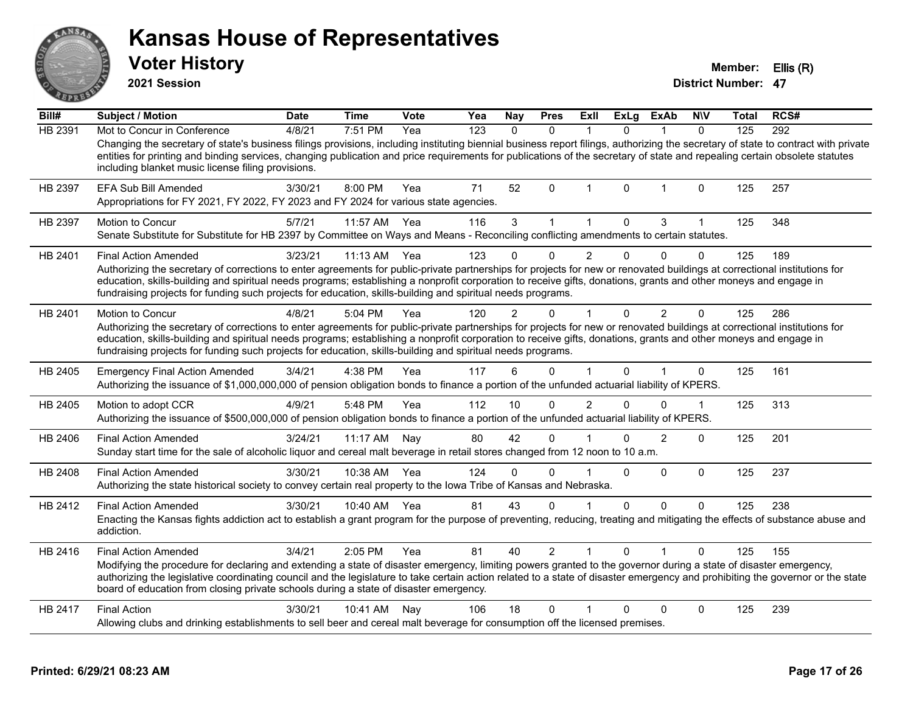# Kansas House of Representatives

## Voter History

**2021 Session**

**Member:** Ellis (R)
**District Number:** 47

| Bill# | Subject / Motion | Date | Time | Vote | Yea | Nay | Pres | ExII | ExLg | ExAb | N\V | Total | RCS# |
|---|---|---|---|---|---|---|---|---|---|---|---|---|---|
| HB 2391 | Mot to Concur in Conference | 4/8/21 | 7:51 PM | Yea | 123 | 0 | 0 | 1 | 0 | 1 | 0 | 125 | 292 |
| | Changing the secretary of state's business filings provisions, including instituting biennial business report filings, authorizing the secretary of state to contract with private entities for printing and binding services, changing publication and price requirements for publications of the secretary of state and repealing certain obsolete statutes including blanket music license filing provisions. | | | | | | | | | | | | |
| HB 2397 | EFA Sub Bill Amended | 3/30/21 | 8:00 PM | Yea | 71 | 52 | 0 | 1 | 0 | 1 | 0 | 125 | 257 |
| | Appropriations for FY 2021, FY 2022, FY 2023 and FY 2024 for various state agencies. | | | | | | | | | | | | |
| HB 2397 | Motion to Concur | 5/7/21 | 11:57 AM | Yea | 116 | 3 | 1 | 1 | 0 | 3 | 1 | 125 | 348 |
| | Senate Substitute for Substitute for HB 2397 by Committee on Ways and Means - Reconciling conflicting amendments to certain statutes. | | | | | | | | | | | | |
| HB 2401 | Final Action Amended | 3/23/21 | 11:13 AM | Yea | 123 | 0 | 0 | 2 | 0 | 0 | 0 | 125 | 189 |
| | Authorizing the secretary of corrections to enter agreements for public-private partnerships for projects for new or renovated buildings at correctional institutions for education, skills-building and spiritual needs programs; establishing a nonprofit corporation to receive gifts, donations, grants and other moneys and engage in fundraising projects for funding such projects for education, skills-building and spiritual needs programs. | | | | | | | | | | | | |
| HB 2401 | Motion to Concur | 4/8/21 | 5:04 PM | Yea | 120 | 2 | 0 | 1 | 0 | 2 | 0 | 125 | 286 |
| | Authorizing the secretary of corrections to enter agreements for public-private partnerships for projects for new or renovated buildings at correctional institutions for education, skills-building and spiritual needs programs; establishing a nonprofit corporation to receive gifts, donations, grants and other moneys and engage in fundraising projects for funding such projects for education, skills-building and spiritual needs programs. | | | | | | | | | | | | |
| HB 2405 | Emergency Final Action Amended | 3/4/21 | 4:38 PM | Yea | 117 | 6 | 0 | 1 | 0 | 1 | 0 | 125 | 161 |
| | Authorizing the issuance of $1,000,000,000 of pension obligation bonds to finance a portion of the unfunded actuarial liability of KPERS. | | | | | | | | | | | | |
| HB 2405 | Motion to adopt CCR | 4/9/21 | 5:48 PM | Yea | 112 | 10 | 0 | 2 | 0 | 0 | 1 | 125 | 313 |
| | Authorizing the issuance of $500,000,000 of pension obligation bonds to finance a portion of the unfunded actuarial liability of KPERS. | | | | | | | | | | | | |
| HB 2406 | Final Action Amended | 3/24/21 | 11:17 AM | Nay | 80 | 42 | 0 | 1 | 0 | 2 | 0 | 125 | 201 |
| | Sunday start time for the sale of alcoholic liquor and cereal malt beverage in retail stores changed from 12 noon to 10 a.m. | | | | | | | | | | | | |
| HB 2408 | Final Action Amended | 3/30/21 | 10:38 AM | Yea | 124 | 0 | 0 | 1 | 0 | 0 | 0 | 125 | 237 |
| | Authorizing the state historical society to convey certain real property to the Iowa Tribe of Kansas and Nebraska. | | | | | | | | | | | | |
| HB 2412 | Final Action Amended | 3/30/21 | 10:40 AM | Yea | 81 | 43 | 0 | 1 | 0 | 0 | 0 | 125 | 238 |
| | Enacting the Kansas fights addiction act to establish a grant program for the purpose of preventing, reducing, treating and mitigating the effects of substance abuse and addiction. | | | | | | | | | | | | |
| HB 2416 | Final Action Amended | 3/4/21 | 2:05 PM | Yea | 81 | 40 | 2 | 1 | 0 | 1 | 0 | 125 | 155 |
| | Modifying the procedure for declaring and extending a state of disaster emergency, limiting powers granted to the governor during a state of disaster emergency, authorizing the legislative coordinating council and the legislature to take certain action related to a state of disaster emergency and prohibiting the governor or the state board of education from closing private schools during a state of disaster emergency. | | | | | | | | | | | | |
| HB 2417 | Final Action | 3/30/21 | 10:41 AM | Nay | 106 | 18 | 0 | 1 | 0 | 0 | 0 | 125 | 239 |
| | Allowing clubs and drinking establishments to sell beer and cereal malt beverage for consumption off the licensed premises. | | | | | | | | | | | | |

**Printed: 6/29/21 08:23 AM**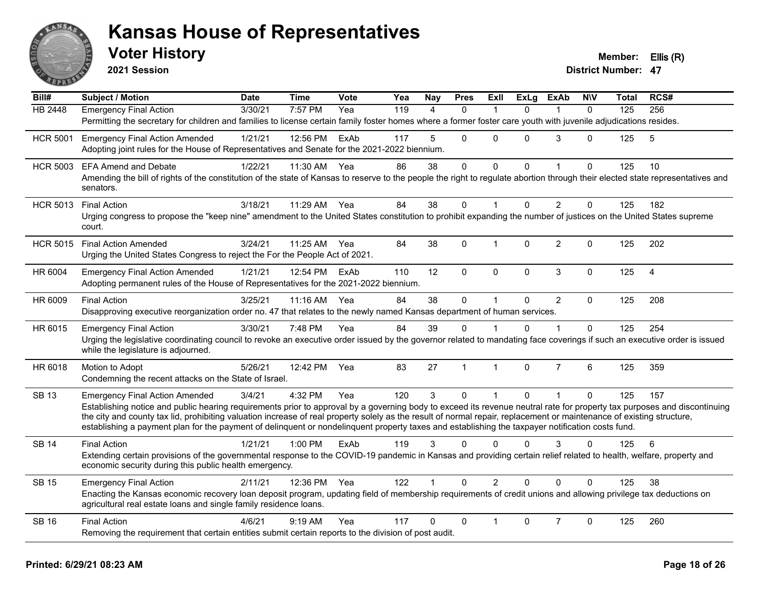# Kansas House of Representatives

## Voter History

**2021 Session**

**Member:** Ellis (R)
**District Number:** 47

| Bill# | Subject / Motion | Date | Time | Vote | Yea | Nay | Pres | ExII | ExLg | ExAb | N\V | Total | RCS# |
|---|---|---|---|---|---|---|---|---|---|---|---|---|---|
| HB 2448 | Emergency Final Action | 3/30/21 | 7:57 PM | Yea | 119 | 4 | 0 | 1 | 0 | 1 | 0 | 125 | 256 |
| | Permitting the secretary for children and families to license certain family foster homes where a former foster care youth with juvenile adjudications resides. | | | | | | | | | | | | |
| HCR 5001 | Emergency Final Action Amended | 1/21/21 | 12:56 PM | ExAb | 117 | 5 | 0 | 0 | 0 | 3 | 0 | 125 | 5 |
| | Adopting joint rules for the House of Representatives and Senate for the 2021-2022 biennium. | | | | | | | | | | | | |
| HCR 5003 | EFA Amend and Debate | 1/22/21 | 11:30 AM | Yea | 86 | 38 | 0 | 0 | 0 | 1 | 0 | 125 | 10 |
| | Amending the bill of rights of the constitution of the state of Kansas to reserve to the people the right to regulate abortion through their elected state representatives and senators. | | | | | | | | | | | | |
| HCR 5013 | Final Action | 3/18/21 | 11:29 AM | Yea | 84 | 38 | 0 | 1 | 0 | 2 | 0 | 125 | 182 |
| | Urging congress to propose the "keep nine" amendment to the United States constitution to prohibit expanding the number of justices on the United States supreme court. | | | | | | | | | | | | |
| HCR 5015 | Final Action Amended | 3/24/21 | 11:25 AM | Yea | 84 | 38 | 0 | 1 | 0 | 2 | 0 | 125 | 202 |
| | Urging the United States Congress to reject the For the People Act of 2021. | | | | | | | | | | | | |
| HR 6004 | Emergency Final Action Amended | 1/21/21 | 12:54 PM | ExAb | 110 | 12 | 0 | 0 | 0 | 3 | 0 | 125 | 4 |
| | Adopting permanent rules of the House of Representatives for the 2021-2022 biennium. | | | | | | | | | | | | |
| HR 6009 | Final Action | 3/25/21 | 11:16 AM | Yea | 84 | 38 | 0 | 1 | 0 | 2 | 0 | 125 | 208 |
| | Disapproving executive reorganization order no. 47 that relates to the newly named Kansas department of human services. | | | | | | | | | | | | |
| HR 6015 | Emergency Final Action | 3/30/21 | 7:48 PM | Yea | 84 | 39 | 0 | 1 | 0 | 1 | 0 | 125 | 254 |
| | Urging the legislative coordinating council to revoke an executive order issued by the governor related to mandating face coverings if such an executive order is issued while the legislature is adjourned. | | | | | | | | | | | | |
| HR 6018 | Motion to Adopt | 5/26/21 | 12:42 PM | Yea | 83 | 27 | 1 | 1 | 0 | 7 | 6 | 125 | 359 |
| | Condemning the recent attacks on the State of Israel. | | | | | | | | | | | | |
| SB 13 | Emergency Final Action Amended | 3/4/21 | 4:32 PM | Yea | 120 | 3 | 0 | 1 | 0 | 1 | 0 | 125 | 157 |
| | Establishing notice and public hearing requirements prior to approval by a governing body to exceed its revenue neutral rate for property tax purposes and discontinuing the city and county tax lid, prohibiting valuation increase of real property solely as the result of normal repair, replacement or maintenance of existing structure, establishing a payment plan for the payment of delinquent or nondelinquent property taxes and establishing the taxpayer notification costs fund. | | | | | | | | | | | | |
| SB 14 | Final Action | 1/21/21 | 1:00 PM | ExAb | 119 | 3 | 0 | 0 | 0 | 3 | 0 | 125 | 6 |
| | Extending certain provisions of the governmental response to the COVID-19 pandemic in Kansas and providing certain relief related to health, welfare, property and economic security during this public health emergency. | | | | | | | | | | | | |
| SB 15 | Emergency Final Action | 2/11/21 | 12:36 PM | Yea | 122 | 1 | 0 | 2 | 0 | 0 | 0 | 125 | 38 |
| | Enacting the Kansas economic recovery loan deposit program, updating field of membership requirements of credit unions and allowing privilege tax deductions on agricultural real estate loans and single family residence loans. | | | | | | | | | | | | |
| SB 16 | Final Action | 4/6/21 | 9:19 AM | Yea | 117 | 0 | 0 | 1 | 0 | 7 | 0 | 125 | 260 |
| | Removing the requirement that certain entities submit certain reports to the division of post audit. | | | | | | | | | | | | |

**Printed: 6/29/21 08:23 AM**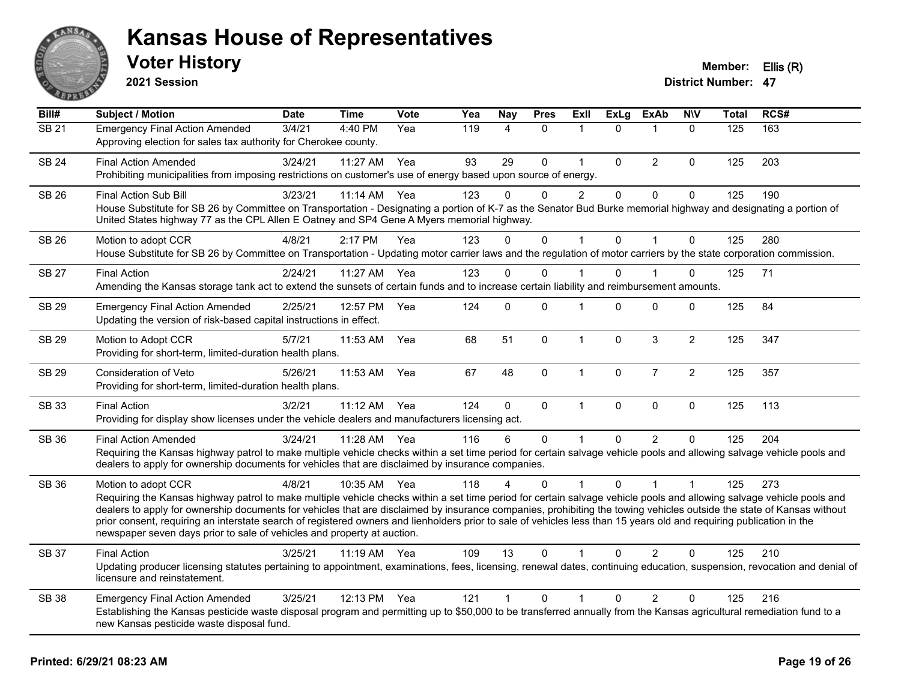# Kansas House of Representatives

## Voter History

**2021 Session**

**Member:** Ellis (R)
**District Number:** 47

| Bill# | Subject / Motion | Date | Time | Vote | Yea | Nay | Pres | ExII | ExLg | ExAb | N\V | Total | RCS# |
|---|---|---|---|---|---|---|---|---|---|---|---|---|---|
| SB 21 | Emergency Final Action Amended | 3/4/21 | 4:40 PM | Yea | 119 | 4 | 0 | 1 | 0 | 1 | 0 | 125 | 163 |
| | Approving election for sales tax authority for Cherokee county. | | | | | | | | | | | | |
| SB 24 | Final Action Amended | 3/24/21 | 11:27 AM | Yea | 93 | 29 | 0 | 1 | 0 | 2 | 0 | 125 | 203 |
| | Prohibiting municipalities from imposing restrictions on customer's use of energy based upon source of energy. | | | | | | | | | | | | |
| SB 26 | Final Action Sub Bill | 3/23/21 | 11:14 AM | Yea | 123 | 0 | 0 | 2 | 0 | 0 | 0 | 125 | 190 |
| | House Substitute for SB 26 by Committee on Transportation - Designating a portion of K-7 as the Senator Bud Burke memorial highway and designating a portion of United States highway 77 as the CPL Allen E Oatney and SP4 Gene A Myers memorial highway. | | | | | | | | | | | | |
| SB 26 | Motion to adopt CCR | 4/8/21 | 2:17 PM | Yea | 123 | 0 | 0 | 1 | 0 | 1 | 0 | 125 | 280 |
| | House Substitute for SB 26 by Committee on Transportation - Updating motor carrier laws and the regulation of motor carriers by the state corporation commission. | | | | | | | | | | | | |
| SB 27 | Final Action | 2/24/21 | 11:27 AM | Yea | 123 | 0 | 0 | 1 | 0 | 1 | 0 | 125 | 71 |
| | Amending the Kansas storage tank act to extend the sunsets of certain funds and to increase certain liability and reimbursement amounts. | | | | | | | | | | | | |
| SB 29 | Emergency Final Action Amended | 2/25/21 | 12:57 PM | Yea | 124 | 0 | 0 | 1 | 0 | 0 | 0 | 125 | 84 |
| | Updating the version of risk-based capital instructions in effect. | | | | | | | | | | | | |
| SB 29 | Motion to Adopt CCR | 5/7/21 | 11:53 AM | Yea | 68 | 51 | 0 | 1 | 0 | 3 | 2 | 125 | 347 |
| | Providing for short-term, limited-duration health plans. | | | | | | | | | | | | |
| SB 29 | Consideration of Veto | 5/26/21 | 11:53 AM | Yea | 67 | 48 | 0 | 1 | 0 | 7 | 2 | 125 | 357 |
| | Providing for short-term, limited-duration health plans. | | | | | | | | | | | | |
| SB 33 | Final Action | 3/2/21 | 11:12 AM | Yea | 124 | 0 | 0 | 1 | 0 | 0 | 0 | 125 | 113 |
| | Providing for display show licenses under the vehicle dealers and manufacturers licensing act. | | | | | | | | | | | | |
| SB 36 | Final Action Amended | 3/24/21 | 11:28 AM | Yea | 116 | 6 | 0 | 1 | 0 | 2 | 0 | 125 | 204 |
| | Requiring the Kansas highway patrol to make multiple vehicle checks within a set time period for certain salvage vehicle pools and allowing salvage vehicle pools and dealers to apply for ownership documents for vehicles that are disclaimed by insurance companies. | | | | | | | | | | | | |
| SB 36 | Motion to adopt CCR | 4/8/21 | 10:35 AM | Yea | 118 | 4 | 0 | 1 | 0 | 1 | 1 | 125 | 273 |
| | Requiring the Kansas highway patrol to make multiple vehicle checks within a set time period for certain salvage vehicle pools and allowing salvage vehicle pools and dealers to apply for ownership documents for vehicles that are disclaimed by insurance companies, prohibiting the towing vehicles outside the state of Kansas without prior consent, requiring an interstate search of registered owners and lienholders prior to sale of vehicles less than 15 years old and requiring publication in the newspaper seven days prior to sale of vehicles and property at auction. | | | | | | | | | | | | |
| SB 37 | Final Action | 3/25/21 | 11:19 AM | Yea | 109 | 13 | 0 | 1 | 0 | 2 | 0 | 125 | 210 |
| | Updating producer licensing statutes pertaining to appointment, examinations, fees, licensing, renewal dates, continuing education, suspension, revocation and denial of licensure and reinstatement. | | | | | | | | | | | | |
| SB 38 | Emergency Final Action Amended | 3/25/21 | 12:13 PM | Yea | 121 | 1 | 0 | 1 | 0 | 2 | 0 | 125 | 216 |
| | Establishing the Kansas pesticide waste disposal program and permitting up to $50,000 to be transferred annually from the Kansas agricultural remediation fund to a new Kansas pesticide waste disposal fund. | | | | | | | | | | | | |

**Printed: 6/29/21 08:23 AM**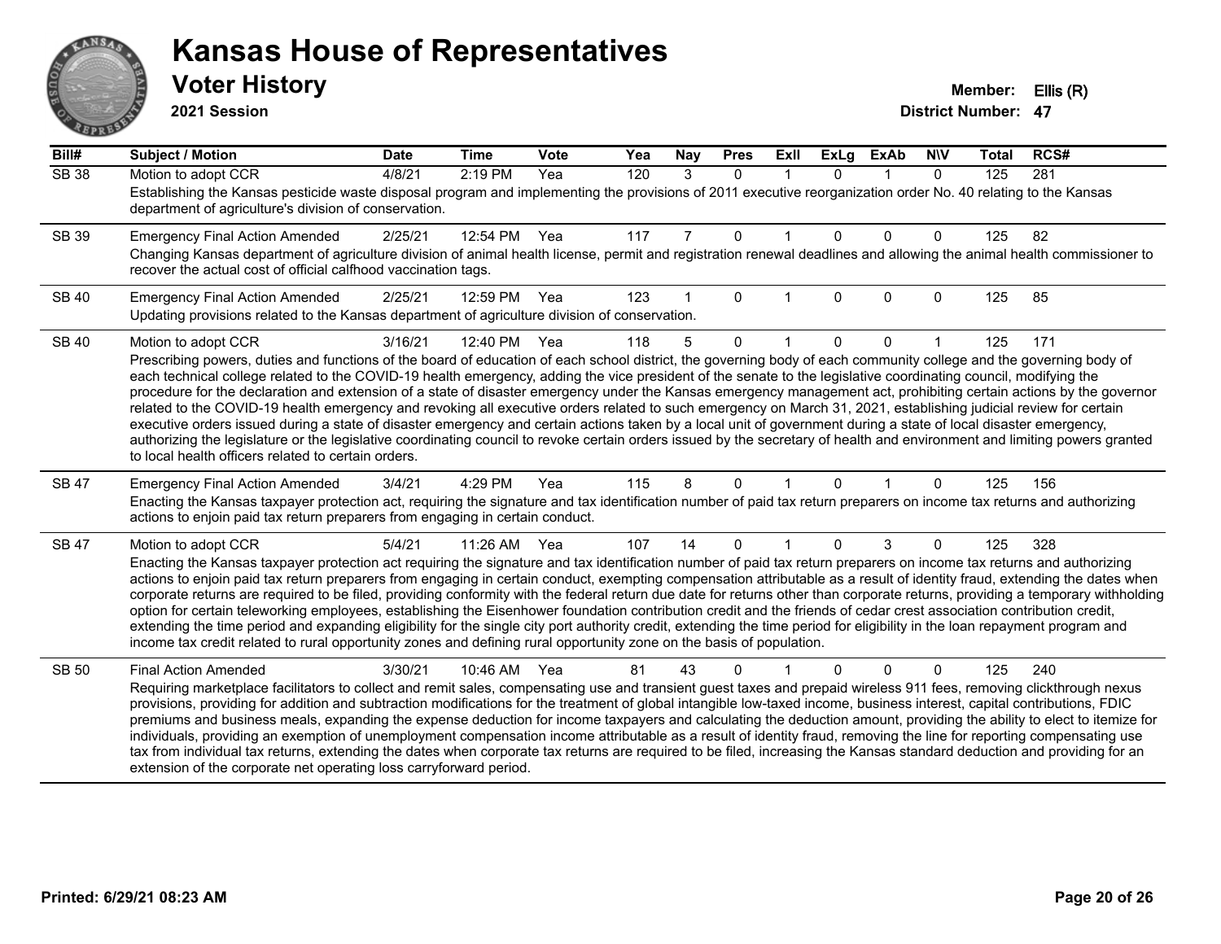# Kansas House of Representatives

## Voter History

**2021 Session**

**Member:** Ellis (R)
**District Number:** 47

| Bill# | Subject / Motion | Date | Time | Vote | Yea | Nay | Pres | ExII | ExLg | ExAb | N\V | Total | RCS# |
|---|---|---|---|---|---|---|---|---|---|---|---|---|---|
| SB 38 | Motion to adopt CCR | 4/8/21 | 2:19 PM | Yea | 120 | 3 | 0 | 1 | 0 | 1 | 0 | 125 | 281 |
| | Establishing the Kansas pesticide waste disposal program and implementing the provisions of 2011 executive reorganization order No. 40 relating to the Kansas department of agriculture's division of conservation. | | | | | | | | | | | | |
| SB 39 | Emergency Final Action Amended | 2/25/21 | 12:54 PM | Yea | 117 | 7 | 0 | 1 | 0 | 0 | 0 | 125 | 82 |
| | Changing Kansas department of agriculture division of animal health license, permit and registration renewal deadlines and allowing the animal health commissioner to recover the actual cost of official calfhood vaccination tags. | | | | | | | | | | | | |
| SB 40 | Emergency Final Action Amended | 2/25/21 | 12:59 PM | Yea | 123 | 1 | 0 | 1 | 0 | 0 | 0 | 125 | 85 |
| | Updating provisions related to the Kansas department of agriculture division of conservation. | | | | | | | | | | | | |
| SB 40 | Motion to adopt CCR | 3/16/21 | 12:40 PM | Yea | 118 | 5 | 0 | 1 | 0 | 0 | 1 | 125 | 171 |
| | Prescribing powers, duties and functions of the board of education of each school district, the governing body of each community college and the governing body of each technical college related to the COVID-19 health emergency, adding the vice president of the senate to the legislative coordinating council, modifying the procedure for the declaration and extension of a state of disaster emergency under the Kansas emergency management act, prohibiting certain actions by the governor related to the COVID-19 health emergency and revoking all executive orders related to such emergency on March 31, 2021, establishing judicial review for certain executive orders issued during a state of disaster emergency and certain actions taken by a local unit of government during a state of local disaster emergency, authorizing the legislature or the legislative coordinating council to revoke certain orders issued by the secretary of health and environment and limiting powers granted to local health officers related to certain orders. | | | | | | | | | | | | |
| SB 47 | Emergency Final Action Amended | 3/4/21 | 4:29 PM | Yea | 115 | 8 | 0 | 1 | 0 | 1 | 0 | 125 | 156 |
| | Enacting the Kansas taxpayer protection act, requiring the signature and tax identification number of paid tax return preparers on income tax returns and authorizing actions to enjoin paid tax return preparers from engaging in certain conduct. | | | | | | | | | | | | |
| SB 47 | Motion to adopt CCR | 5/4/21 | 11:26 AM | Yea | 107 | 14 | 0 | 1 | 0 | 3 | 0 | 125 | 328 |
| | Enacting the Kansas taxpayer protection act requiring the signature and tax identification number of paid tax return preparers on income tax returns and authorizing actions to enjoin paid tax return preparers from engaging in certain conduct, exempting compensation attributable as a result of identity fraud, extending the dates when corporate returns are required to be filed, providing conformity with the federal return due date for returns other than corporate returns, providing a temporary withholding option for certain teleworking employees, establishing the Eisenhower foundation contribution credit and the friends of cedar crest association contribution credit, extending the time period and expanding eligibility for the single city port authority credit, extending the time period for eligibility in the loan repayment program and income tax credit related to rural opportunity zones and defining rural opportunity zone on the basis of population. | | | | | | | | | | | | |
| SB 50 | Final Action Amended | 3/30/21 | 10:46 AM | Yea | 81 | 43 | 0 | 1 | 0 | 0 | 0 | 125 | 240 |
| | Requiring marketplace facilitators to collect and remit sales, compensating use and transient guest taxes and prepaid wireless 911 fees, removing clickthrough nexus provisions, providing for addition and subtraction modifications for the treatment of global intangible low-taxed income, business interest, capital contributions, FDIC premiums and business meals, expanding the expense deduction for income taxpayers and calculating the deduction amount, providing the ability to elect to itemize for individuals, providing an exemption of unemployment compensation income attributable as a result of identity fraud, removing the line for reporting compensating use tax from individual tax returns, extending the dates when corporate tax returns are required to be filed, increasing the Kansas standard deduction and providing for an extension of the corporate net operating loss carryforward period. | | | | | | | | | | | | |

**Printed: 6/29/21 08:23 AM**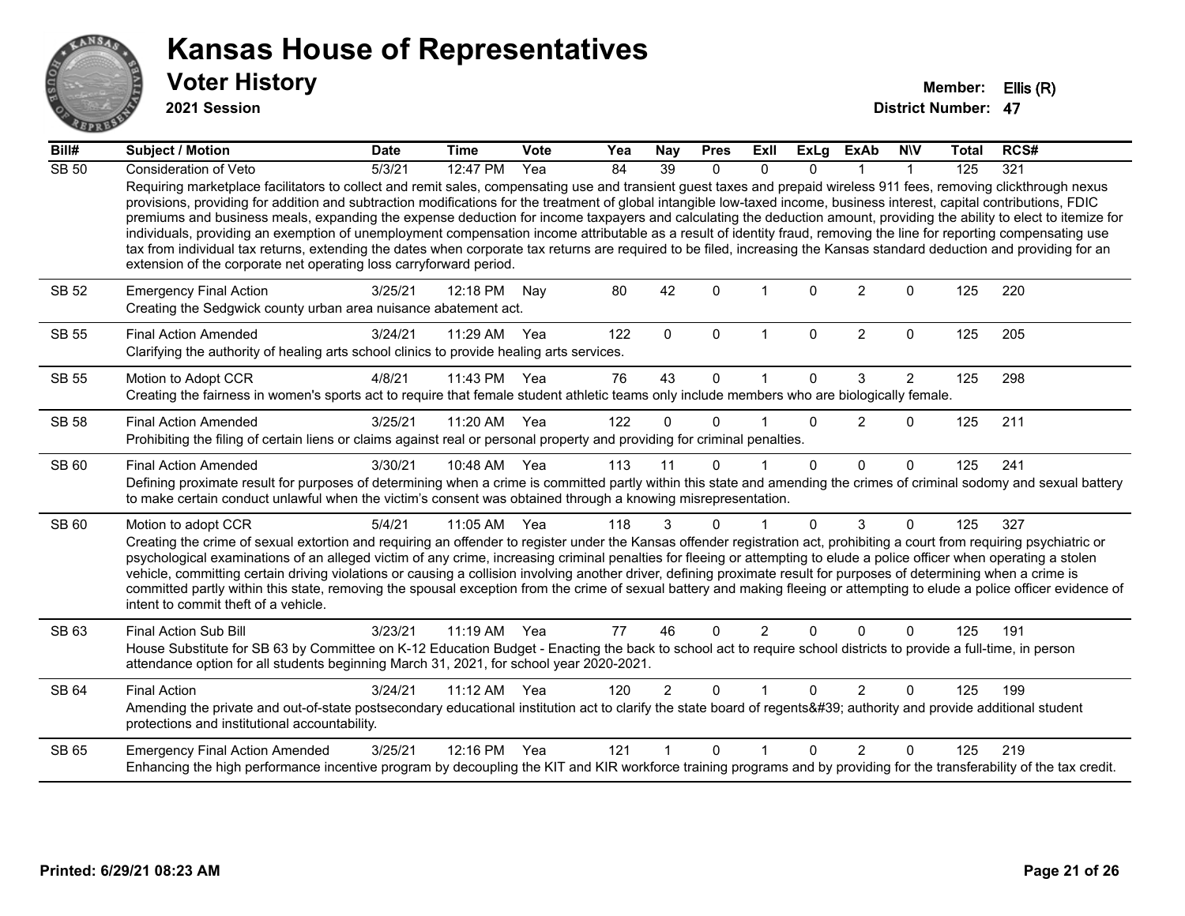# Kansas House of Representatives

## Voter History

**2021 Session**

**Member:** Ellis (R)

**District Number:** 47

| Bill# | Subject / Motion | Date | Time | Vote | Yea | Nay | Pres | ExII | ExLg | ExAb | N\V | Total | RCS# |
|---|---|---|---|---|---|---|---|---|---|---|---|---|---|
| SB 50 | Consideration of Veto | 5/3/21 | 12:47 PM | Yea | 84 | 39 | 0 | 0 | 0 | 1 | 1 | 125 | 321 |
| | Requiring marketplace facilitators to collect and remit sales, compensating use and transient guest taxes and prepaid wireless 911 fees, removing clickthrough nexus provisions, providing for addition and subtraction modifications for the treatment of global intangible low-taxed income, business interest, capital contributions, FDIC premiums and business meals, expanding the expense deduction for income taxpayers and calculating the deduction amount, providing the ability to elect to itemize for individuals, providing an exemption of unemployment compensation income attributable as a result of identity fraud, removing the line for reporting compensating use tax from individual tax returns, extending the dates when corporate tax returns are required to be filed, increasing the Kansas standard deduction and providing for an extension of the corporate net operating loss carryforward period. | | | | | | | | | | | | |
| SB 52 | Emergency Final Action | 3/25/21 | 12:18 PM | Nay | 80 | 42 | 0 | 1 | 0 | 2 | 0 | 125 | 220 |
| | Creating the Sedgwick county urban area nuisance abatement act. | | | | | | | | | | | | |
| SB 55 | Final Action Amended | 3/24/21 | 11:29 AM | Yea | 122 | 0 | 0 | 1 | 0 | 2 | 0 | 125 | 205 |
| | Clarifying the authority of healing arts school clinics to provide healing arts services. | | | | | | | | | | | | |
| SB 55 | Motion to Adopt CCR | 4/8/21 | 11:43 PM | Yea | 76 | 43 | 0 | 1 | 0 | 3 | 2 | 125 | 298 |
| | Creating the fairness in women's sports act to require that female student athletic teams only include members who are biologically female. | | | | | | | | | | | | |
| SB 58 | Final Action Amended | 3/25/21 | 11:20 AM | Yea | 122 | 0 | 0 | 1 | 0 | 2 | 0 | 125 | 211 |
| | Prohibiting the filing of certain liens or claims against real or personal property and providing for criminal penalties. | | | | | | | | | | | | |
| SB 60 | Final Action Amended | 3/30/21 | 10:48 AM | Yea | 113 | 11 | 0 | 1 | 0 | 0 | 0 | 125 | 241 |
| | Defining proximate result for purposes of determining when a crime is committed partly within this state and amending the crimes of criminal sodomy and sexual battery to make certain conduct unlawful when the victim's consent was obtained through a knowing misrepresentation. | | | | | | | | | | | | |
| SB 60 | Motion to adopt CCR | 5/4/21 | 11:05 AM | Yea | 118 | 3 | 0 | 1 | 0 | 3 | 0 | 125 | 327 |
| | Creating the crime of sexual extortion and requiring an offender to register under the Kansas offender registration act, prohibiting a court from requiring psychiatric or psychological examinations of an alleged victim of any crime, increasing criminal penalties for fleeing or attempting to elude a police officer when operating a stolen vehicle, committing certain driving violations or causing a collision involving another driver, defining proximate result for purposes of determining when a crime is committed partly within this state, removing the spousal exception from the crime of sexual battery and making fleeing or attempting to elude a police officer evidence of intent to commit theft of a vehicle. | | | | | | | | | | | | |
| SB 63 | Final Action Sub Bill | 3/23/21 | 11:19 AM | Yea | 77 | 46 | 0 | 2 | 0 | 0 | 0 | 125 | 191 |
| | House Substitute for SB 63 by Committee on K-12 Education Budget - Enacting the back to school act to require school districts to provide a full-time, in person attendance option for all students beginning March 31, 2021, for school year 2020-2021. | | | | | | | | | | | | |
| SB 64 | Final Action | 3/24/21 | 11:12 AM | Yea | 120 | 2 | 0 | 1 | 0 | 2 | 0 | 125 | 199 |
| | Amending the private and out-of-state postsecondary educational institution act to clarify the state board of regents&#39; authority and provide additional student protections and institutional accountability. | | | | | | | | | | | | |
| SB 65 | Emergency Final Action Amended | 3/25/21 | 12:16 PM | Yea | 121 | 1 | 0 | 1 | 0 | 2 | 0 | 125 | 219 |
| | Enhancing the high performance incentive program by decoupling the KIT and KIR workforce training programs and by providing for the transferability of the tax credit. | | | | | | | | | | | | |

**Printed: 6/29/21 08:23 AM**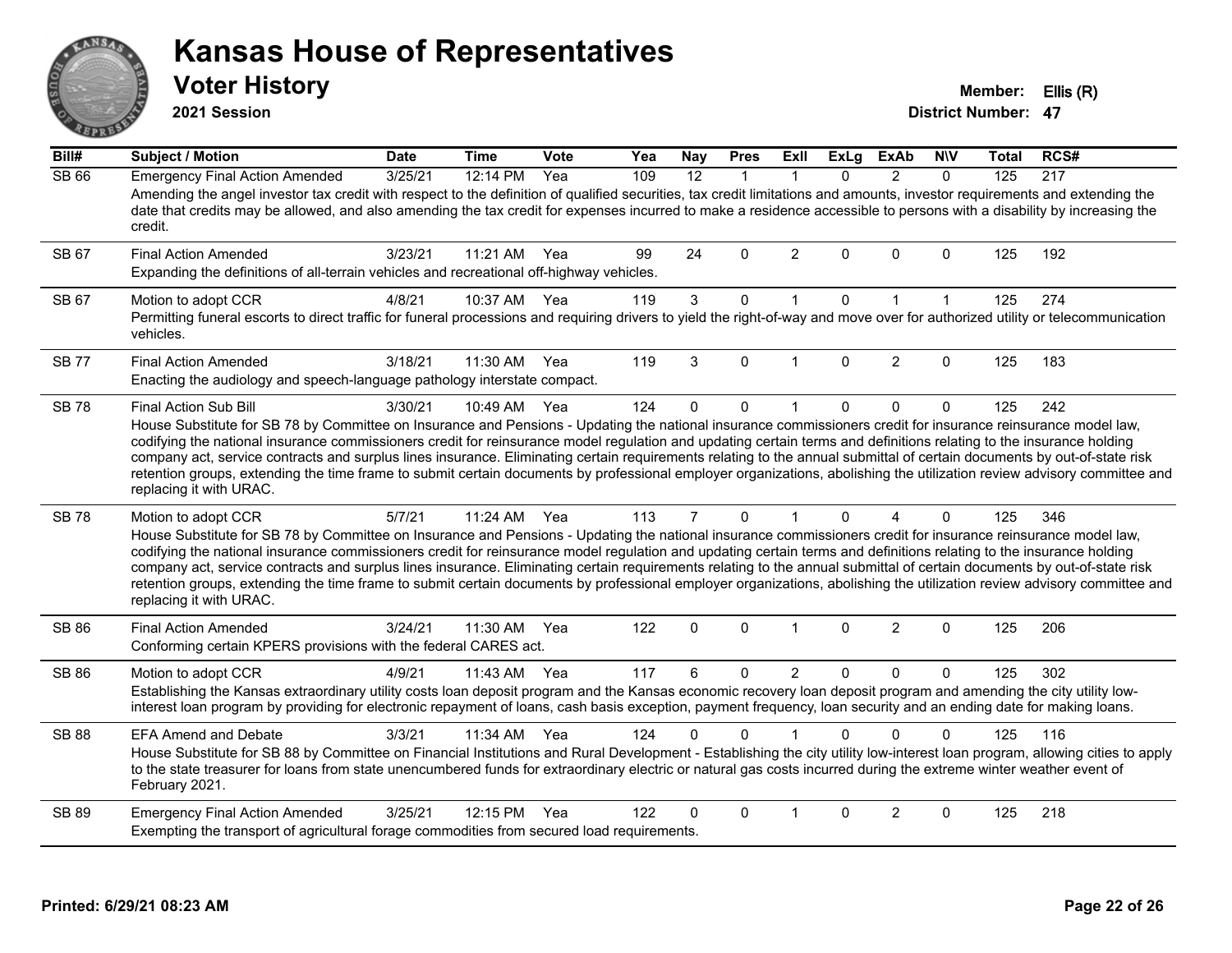# Kansas House of Representatives

## Voter History

**2021 Session**

**Member:** Ellis (R)
**District Number:** 47

| Bill# | Subject / Motion | Date | Time | Vote | Yea | Nay | Pres | ExII | ExLg | ExAb | N\V | Total | RCS# |
|---|---|---|---|---|---|---|---|---|---|---|---|---|---|
| SB 66 | Emergency Final Action Amended | 3/25/21 | 12:14 PM | Yea | 109 | 12 | 1 | 1 | 0 | 2 | 0 | 125 | 217 |
| | Amending the angel investor tax credit with respect to the definition of qualified securities, tax credit limitations and amounts, investor requirements and extending the date that credits may be allowed, and also amending the tax credit for expenses incurred to make a residence accessible to persons with a disability by increasing the credit. | | | | | | | | | | | | |
| SB 67 | Final Action Amended | 3/23/21 | 11:21 AM | Yea | 99 | 24 | 0 | 2 | 0 | 0 | 0 | 125 | 192 |
| | Expanding the definitions of all-terrain vehicles and recreational off-highway vehicles. | | | | | | | | | | | | |
| SB 67 | Motion to adopt CCR | 4/8/21 | 10:37 AM | Yea | 119 | 3 | 0 | 1 | 0 | 1 | 1 | 125 | 274 |
| | Permitting funeral escorts to direct traffic for funeral processions and requiring drivers to yield the right-of-way and move over for authorized utility or telecommunication vehicles. | | | | | | | | | | | | |
| SB 77 | Final Action Amended | 3/18/21 | 11:30 AM | Yea | 119 | 3 | 0 | 1 | 0 | 2 | 0 | 125 | 183 |
| | Enacting the audiology and speech-language pathology interstate compact. | | | | | | | | | | | | |
| SB 78 | Final Action Sub Bill | 3/30/21 | 10:49 AM | Yea | 124 | 0 | 0 | 1 | 0 | 0 | 0 | 125 | 242 |
| | House Substitute for SB 78 by Committee on Insurance and Pensions - Updating the national insurance commissioners credit for insurance reinsurance model law, codifying the national insurance commissioners credit for reinsurance model regulation and updating certain terms and definitions relating to the insurance holding company act, service contracts and surplus lines insurance. Eliminating certain requirements relating to the annual submittal of certain documents by out-of-state risk retention groups, extending the time frame to submit certain documents by professional employer organizations, abolishing the utilization review advisory committee and replacing it with URAC. | | | | | | | | | | | | |
| SB 78 | Motion to adopt CCR | 5/7/21 | 11:24 AM | Yea | 113 | 7 | 0 | 1 | 0 | 4 | 0 | 125 | 346 |
| | House Substitute for SB 78 by Committee on Insurance and Pensions - Updating the national insurance commissioners credit for insurance reinsurance model law, codifying the national insurance commissioners credit for reinsurance model regulation and updating certain terms and definitions relating to the insurance holding company act, service contracts and surplus lines insurance. Eliminating certain requirements relating to the annual submittal of certain documents by out-of-state risk retention groups, extending the time frame to submit certain documents by professional employer organizations, abolishing the utilization review advisory committee and replacing it with URAC. | | | | | | | | | | | | |
| SB 86 | Final Action Amended | 3/24/21 | 11:30 AM | Yea | 122 | 0 | 0 | 1 | 0 | 2 | 0 | 125 | 206 |
| | Conforming certain KPERS provisions with the federal CARES act. | | | | | | | | | | | | |
| SB 86 | Motion to adopt CCR | 4/9/21 | 11:43 AM | Yea | 117 | 6 | 0 | 2 | 0 | 0 | 0 | 125 | 302 |
| | Establishing the Kansas extraordinary utility costs loan deposit program and the Kansas economic recovery loan deposit program and amending the city utility low-interest loan program by providing for electronic repayment of loans, cash basis exception, payment frequency, loan security and an ending date for making loans. | | | | | | | | | | | | |
| SB 88 | EFA Amend and Debate | 3/3/21 | 11:34 AM | Yea | 124 | 0 | 0 | 1 | 0 | 0 | 0 | 125 | 116 |
| | House Substitute for SB 88 by Committee on Financial Institutions and Rural Development - Establishing the city utility low-interest loan program, allowing cities to apply to the state treasurer for loans from state unencumbered funds for extraordinary electric or natural gas costs incurred during the extreme winter weather event of February 2021. | | | | | | | | | | | | |
| SB 89 | Emergency Final Action Amended | 3/25/21 | 12:15 PM | Yea | 122 | 0 | 0 | 1 | 0 | 2 | 0 | 125 | 218 |
| | Exempting the transport of agricultural forage commodities from secured load requirements. | | | | | | | | | | | | |

**Printed: 6/29/21 08:23 AM**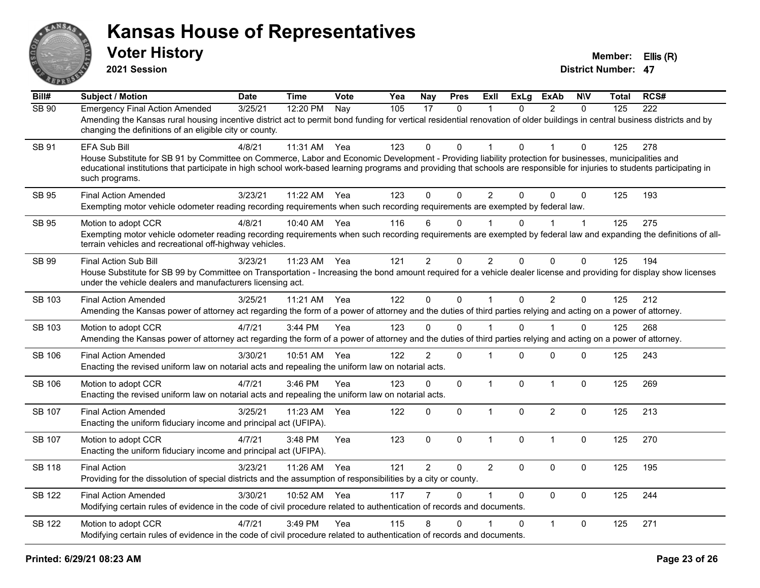# Kansas House of Representatives

## Voter History

**2021 Session**

**Member:** Ellis (R)
**District Number:** 47

| Bill# | Subject / Motion | Date | Time | Vote | Yea | Nay | Pres | ExII | ExLg | ExAb | N\V | Total | RCS# |
|---|---|---|---|---|---|---|---|---|---|---|---|---|---|
| SB 90 | Emergency Final Action Amended | 3/25/21 | 12:20 PM | Nay | 105 | 17 | 0 | 1 | 0 | 2 | 0 | 125 | 222 |
| | Amending the Kansas rural housing incentive district act to permit bond funding for vertical residential renovation of older buildings in central business districts and by changing the definitions of an eligible city or county. | | | | | | | | | | | | |
| SB 91 | EFA Sub Bill | 4/8/21 | 11:31 AM | Yea | 123 | 0 | 0 | 1 | 0 | 1 | 0 | 125 | 278 |
| | House Substitute for SB 91 by Committee on Commerce, Labor and Economic Development - Providing liability protection for businesses, municipalities and educational institutions that participate in high school work-based learning programs and providing that schools are responsible for injuries to students participating in such programs. | | | | | | | | | | | | |
| SB 95 | Final Action Amended | 3/23/21 | 11:22 AM | Yea | 123 | 0 | 0 | 2 | 0 | 0 | 0 | 125 | 193 |
| | Exempting motor vehicle odometer reading recording requirements when such recording requirements are exempted by federal law. | | | | | | | | | | | | |
| SB 95 | Motion to adopt CCR | 4/8/21 | 10:40 AM | Yea | 116 | 6 | 0 | 1 | 0 | 1 | 1 | 125 | 275 |
| | Exempting motor vehicle odometer reading recording requirements when such recording requirements are exempted by federal law and expanding the definitions of all-terrain vehicles and recreational off-highway vehicles. | | | | | | | | | | | | |
| SB 99 | Final Action Sub Bill | 3/23/21 | 11:23 AM | Yea | 121 | 2 | 0 | 2 | 0 | 0 | 0 | 125 | 194 |
| | House Substitute for SB 99 by Committee on Transportation - Increasing the bond amount required for a vehicle dealer license and providing for display show licenses under the vehicle dealers and manufacturers licensing act. | | | | | | | | | | | | |
| SB 103 | Final Action Amended | 3/25/21 | 11:21 AM | Yea | 122 | 0 | 0 | 1 | 0 | 2 | 0 | 125 | 212 |
| | Amending the Kansas power of attorney act regarding the form of a power of attorney and the duties of third parties relying and acting on a power of attorney. | | | | | | | | | | | | |
| SB 103 | Motion to adopt CCR | 4/7/21 | 3:44 PM | Yea | 123 | 0 | 0 | 1 | 0 | 1 | 0 | 125 | 268 |
| | Amending the Kansas power of attorney act regarding the form of a power of attorney and the duties of third parties relying and acting on a power of attorney. | | | | | | | | | | | | |
| SB 106 | Final Action Amended | 3/30/21 | 10:51 AM | Yea | 122 | 2 | 0 | 1 | 0 | 0 | 0 | 125 | 243 |
| | Enacting the revised uniform law on notarial acts and repealing the uniform law on notarial acts. | | | | | | | | | | | | |
| SB 106 | Motion to adopt CCR | 4/7/21 | 3:46 PM | Yea | 123 | 0 | 0 | 1 | 0 | 1 | 0 | 125 | 269 |
| | Enacting the revised uniform law on notarial acts and repealing the uniform law on notarial acts. | | | | | | | | | | | | |
| SB 107 | Final Action Amended | 3/25/21 | 11:23 AM | Yea | 122 | 0 | 0 | 1 | 0 | 2 | 0 | 125 | 213 |
| | Enacting the uniform fiduciary income and principal act (UFIPA). | | | | | | | | | | | | |
| SB 107 | Motion to adopt CCR | 4/7/21 | 3:48 PM | Yea | 123 | 0 | 0 | 1 | 0 | 1 | 0 | 125 | 270 |
| | Enacting the uniform fiduciary income and principal act (UFIPA). | | | | | | | | | | | | |
| SB 118 | Final Action | 3/23/21 | 11:26 AM | Yea | 121 | 2 | 0 | 2 | 0 | 0 | 0 | 125 | 195 |
| | Providing for the dissolution of special districts and the assumption of responsibilities by a city or county. | | | | | | | | | | | | |
| SB 122 | Final Action Amended | 3/30/21 | 10:52 AM | Yea | 117 | 7 | 0 | 1 | 0 | 0 | 0 | 125 | 244 |
| | Modifying certain rules of evidence in the code of civil procedure related to authentication of records and documents. | | | | | | | | | | | | |
| SB 122 | Motion to adopt CCR | 4/7/21 | 3:49 PM | Yea | 115 | 8 | 0 | 1 | 0 | 1 | 0 | 125 | 271 |
| | Modifying certain rules of evidence in the code of civil procedure related to authentication of records and documents. | | | | | | | | | | | | |

**Printed: 6/29/21 08:23 AM**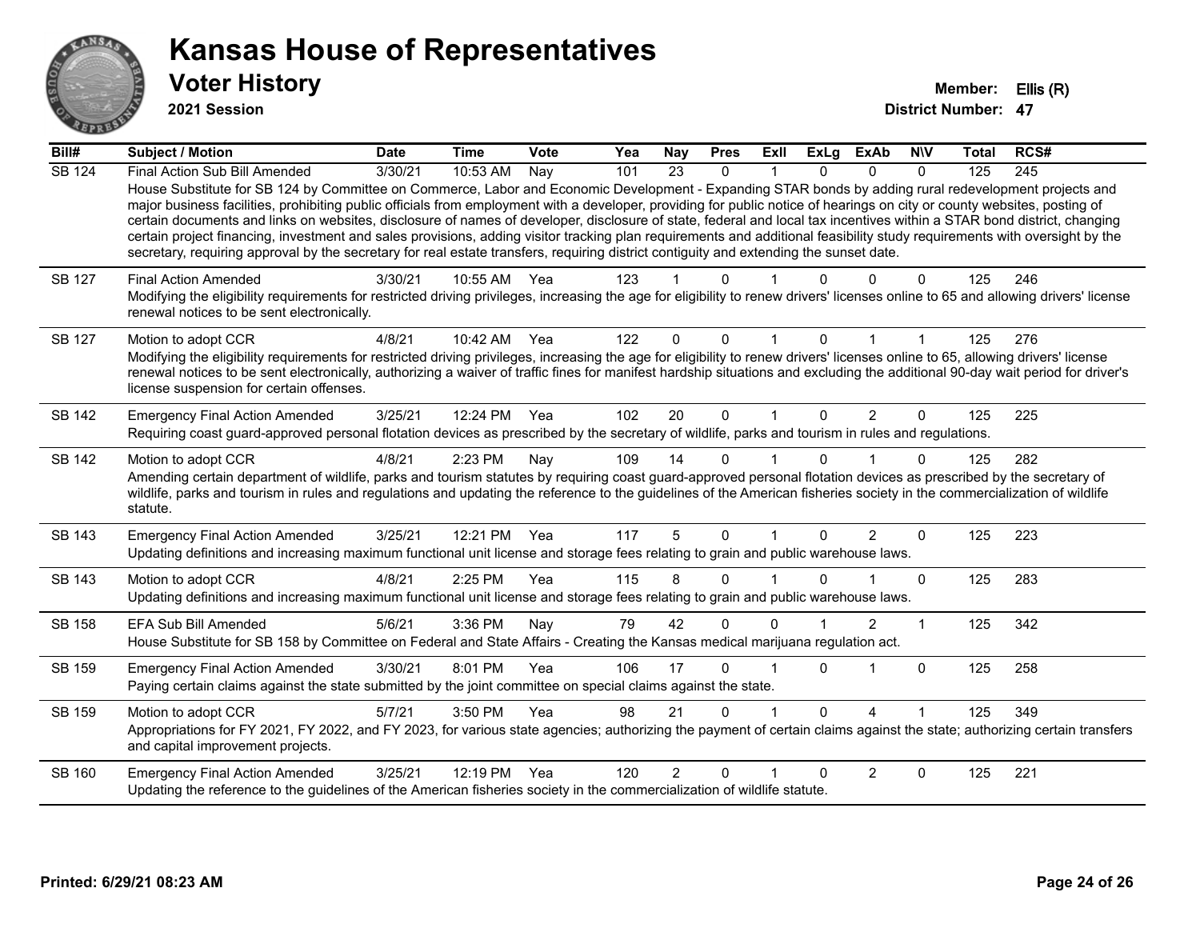# Kansas House of Representatives

## Voter History

**2021 Session**

**Member:** Ellis (R)
**District Number:** 47

| Bill# | Subject / Motion | Date | Time | Vote | Yea | Nay | Pres | ExII | ExLg | ExAb | N\V | Total | RCS# |
|---|---|---|---|---|---|---|---|---|---|---|---|---|---|
| SB 124 | Final Action Sub Bill Amended | 3/30/21 | 10:53 AM | Nay | 101 | 23 | 0 | 1 | 0 | 0 | 0 | 125 | 245 |
| | House Substitute for SB 124 by Committee on Commerce, Labor and Economic Development - Expanding STAR bonds by adding rural redevelopment projects and major business facilities, prohibiting public officials from employment with a developer, providing for public notice of hearings on city or county websites, posting of certain documents and links on websites, disclosure of names of developer, disclosure of state, federal and local tax incentives within a STAR bond district, changing certain project financing, investment and sales provisions, adding visitor tracking plan requirements and additional feasibility study requirements with oversight by the secretary, requiring approval by the secretary for real estate transfers, requiring district contiguity and extending the sunset date. | | | | | | | | | | | | |
| SB 127 | Final Action Amended | 3/30/21 | 10:55 AM | Yea | 123 | 1 | 0 | 1 | 0 | 0 | 0 | 125 | 246 |
| | Modifying the eligibility requirements for restricted driving privileges, increasing the age for eligibility to renew drivers' licenses online to 65 and allowing drivers' license renewal notices to be sent electronically. | | | | | | | | | | | | |
| SB 127 | Motion to adopt CCR | 4/8/21 | 10:42 AM | Yea | 122 | 0 | 0 | 1 | 0 | 1 | 1 | 125 | 276 |
| | Modifying the eligibility requirements for restricted driving privileges, increasing the age for eligibility to renew drivers' licenses online to 65, allowing drivers' license renewal notices to be sent electronically, authorizing a waiver of traffic fines for manifest hardship situations and excluding the additional 90-day wait period for driver's license suspension for certain offenses. | | | | | | | | | | | | |
| SB 142 | Emergency Final Action Amended | 3/25/21 | 12:24 PM | Yea | 102 | 20 | 0 | 1 | 0 | 2 | 0 | 125 | 225 |
| | Requiring coast guard-approved personal flotation devices as prescribed by the secretary of wildlife, parks and tourism in rules and regulations. | | | | | | | | | | | | |
| SB 142 | Motion to adopt CCR | 4/8/21 | 2:23 PM | Nay | 109 | 14 | 0 | 1 | 0 | 1 | 0 | 125 | 282 |
| | Amending certain department of wildlife, parks and tourism statutes by requiring coast guard-approved personal flotation devices as prescribed by the secretary of wildlife, parks and tourism in rules and regulations and updating the reference to the guidelines of the American fisheries society in the commercialization of wildlife statute. | | | | | | | | | | | | |
| SB 143 | Emergency Final Action Amended | 3/25/21 | 12:21 PM | Yea | 117 | 5 | 0 | 1 | 0 | 2 | 0 | 125 | 223 |
| | Updating definitions and increasing maximum functional unit license and storage fees relating to grain and public warehouse laws. | | | | | | | | | | | | |
| SB 143 | Motion to adopt CCR | 4/8/21 | 2:25 PM | Yea | 115 | 8 | 0 | 1 | 0 | 1 | 0 | 125 | 283 |
| | Updating definitions and increasing maximum functional unit license and storage fees relating to grain and public warehouse laws. | | | | | | | | | | | | |
| SB 158 | EFA Sub Bill Amended | 5/6/21 | 3:36 PM | Nay | 79 | 42 | 0 | 0 | 1 | 2 | 1 | 125 | 342 |
| | House Substitute for SB 158 by Committee on Federal and State Affairs - Creating the Kansas medical marijuana regulation act. | | | | | | | | | | | | |
| SB 159 | Emergency Final Action Amended | 3/30/21 | 8:01 PM | Yea | 106 | 17 | 0 | 1 | 0 | 1 | 0 | 125 | 258 |
| | Paying certain claims against the state submitted by the joint committee on special claims against the state. | | | | | | | | | | | | |
| SB 159 | Motion to adopt CCR | 5/7/21 | 3:50 PM | Yea | 98 | 21 | 0 | 1 | 0 | 4 | 1 | 125 | 349 |
| | Appropriations for FY 2021, FY 2022, and FY 2023, for various state agencies; authorizing the payment of certain claims against the state; authorizing certain transfers and capital improvement projects. | | | | | | | | | | | | |
| SB 160 | Emergency Final Action Amended | 3/25/21 | 12:19 PM | Yea | 120 | 2 | 0 | 1 | 0 | 2 | 0 | 125 | 221 |
| | Updating the reference to the guidelines of the American fisheries society in the commercialization of wildlife statute. | | | | | | | | | | | | |

**Printed: 6/29/21 08:23 AM**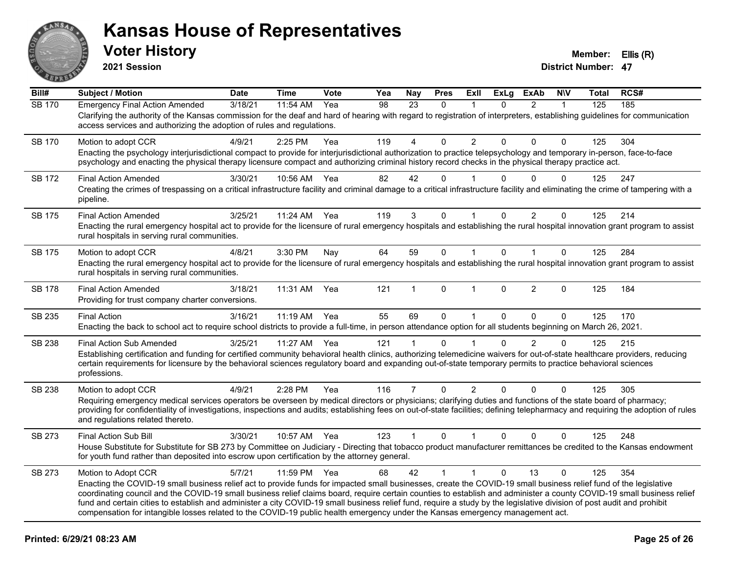# Kansas House of Representatives

## Voter History

**2021 Session**

**Member:** Ellis (R)
**District Number:** 47

| Bill# | Subject / Motion | Date | Time | Vote | Yea | Nay | Pres | ExII | ExLg | ExAb | N\V | Total | RCS# |
|---|---|---|---|---|---|---|---|---|---|---|---|---|---|
| SB 170 | Emergency Final Action Amended | 3/18/21 | 11:54 AM | Yea | 98 | 23 | 0 | 1 | 0 | 2 | 1 | 125 | 185 |
| | Clarifying the authority of the Kansas commission for the deaf and hard of hearing with regard to registration of interpreters, establishing guidelines for communication access services and authorizing the adoption of rules and regulations. | | | | | | | | | | | | |
| SB 170 | Motion to adopt CCR | 4/9/21 | 2:25 PM | Yea | 119 | 4 | 0 | 2 | 0 | 0 | 0 | 125 | 304 |
| | Enacting the psychology interjurisdictional compact to provide for interjurisdictional authorization to practice telepsychology and temporary in-person, face-to-face psychology and enacting the physical therapy licensure compact and authorizing criminal history record checks in the physical therapy practice act. | | | | | | | | | | | | |
| SB 172 | Final Action Amended | 3/30/21 | 10:56 AM | Yea | 82 | 42 | 0 | 1 | 0 | 0 | 0 | 125 | 247 |
| | Creating the crimes of trespassing on a critical infrastructure facility and criminal damage to a critical infrastructure facility and eliminating the crime of tampering with a pipeline. | | | | | | | | | | | | |
| SB 175 | Final Action Amended | 3/25/21 | 11:24 AM | Yea | 119 | 3 | 0 | 1 | 0 | 2 | 0 | 125 | 214 |
| | Enacting the rural emergency hospital act to provide for the licensure of rural emergency hospitals and establishing the rural hospital innovation grant program to assist rural hospitals in serving rural communities. | | | | | | | | | | | | |
| SB 175 | Motion to adopt CCR | 4/8/21 | 3:30 PM | Nay | 64 | 59 | 0 | 1 | 0 | 1 | 0 | 125 | 284 |
| | Enacting the rural emergency hospital act to provide for the licensure of rural emergency hospitals and establishing the rural hospital innovation grant program to assist rural hospitals in serving rural communities. | | | | | | | | | | | | |
| SB 178 | Final Action Amended | 3/18/21 | 11:31 AM | Yea | 121 | 1 | 0 | 1 | 0 | 2 | 0 | 125 | 184 |
| | Providing for trust company charter conversions. | | | | | | | | | | | | |
| SB 235 | Final Action | 3/16/21 | 11:19 AM | Yea | 55 | 69 | 0 | 1 | 0 | 0 | 0 | 125 | 170 |
| | Enacting the back to school act to require school districts to provide a full-time, in person attendance option for all students beginning on March 26, 2021. | | | | | | | | | | | | |
| SB 238 | Final Action Sub Amended | 3/25/21 | 11:27 AM | Yea | 121 | 1 | 0 | 1 | 0 | 2 | 0 | 125 | 215 |
| | Establishing certification and funding for certified community behavioral health clinics, authorizing telemedicine waivers for out-of-state healthcare providers, reducing certain requirements for licensure by the behavioral sciences regulatory board and expanding out-of-state temporary permits to practice behavioral sciences professions. | | | | | | | | | | | | |
| SB 238 | Motion to adopt CCR | 4/9/21 | 2:28 PM | Yea | 116 | 7 | 0 | 2 | 0 | 0 | 0 | 125 | 305 |
| | Requiring emergency medical services operators be overseen by medical directors or physicians; clarifying duties and functions of the state board of pharmacy; providing for confidentiality of investigations, inspections and audits; establishing fees on out-of-state facilities; defining telepharmacy and requiring the adoption of rules and regulations related thereto. | | | | | | | | | | | | |
| SB 273 | Final Action Sub Bill | 3/30/21 | 10:57 AM | Yea | 123 | 1 | 0 | 1 | 0 | 0 | 0 | 125 | 248 |
| | House Substitute for Substitute for SB 273 by Committee on Judiciary - Directing that tobacco product manufacturer remittances be credited to the Kansas endowment for youth fund rather than deposited into escrow upon certification by the attorney general. | | | | | | | | | | | | |
| SB 273 | Motion to Adopt CCR | 5/7/21 | 11:59 PM | Yea | 68 | 42 | 1 | 1 | 0 | 13 | 0 | 125 | 354 |
| | Enacting the COVID-19 small business relief act to provide funds for impacted small businesses, create the COVID-19 small business relief fund of the legislative coordinating council and the COVID-19 small business relief claims board, require certain counties to establish and administer a county COVID-19 small business relief fund and certain cities to establish and administer a city COVID-19 small business relief fund, require a study by the legislative division of post audit and prohibit compensation for intangible losses related to the COVID-19 public health emergency under the Kansas emergency management act. | | | | | | | | | | | | |

Printed: 6/29/21 08:23 AM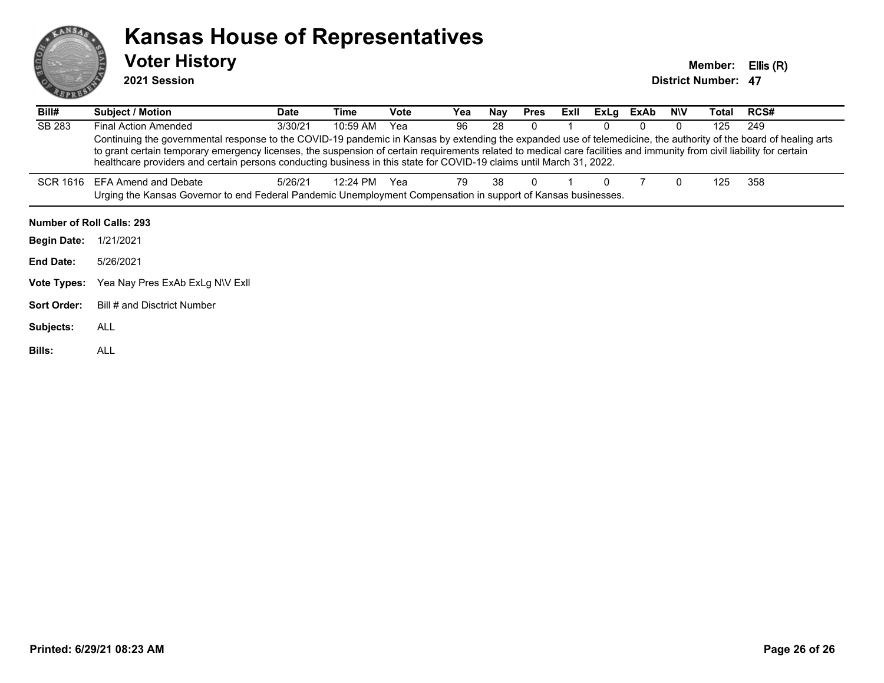# Kansas House of Representatives

## Voter History

**2021 Session**

**Member:** Ellis (R)
**District Number:** 47

| Bill# | Subject / Motion | Date | Time | Vote | Yea | Nay | Pres | ExIl | ExLg | ExAb | N\V | Total | RCS# |
|---|---|---|---|---|---|---|---|---|---|---|---|---|---|
| SB 283 | Final Action Amended | 3/30/21 | 10:59 AM | Yea | 96 | 28 | 0 | 1 | 0 | 0 | 0 | 125 | 249 |
| | Continuing the governmental response to the COVID-19 pandemic in Kansas by extending the expanded use of telemedicine, the authority of the board of healing arts to grant certain temporary emergency licenses, the suspension of certain requirements related to medical care facilities and immunity from civil liability for certain healthcare providers and certain persons conducting business in this state for COVID-19 claims until March 31, 2022. | | | | | | | | | | | | |
| SCR 1616 | EFA Amend and Debate | 5/26/21 | 12:24 PM | Yea | 79 | 38 | 0 | 1 | 0 | 7 | 0 | 125 | 358 |
| | Urging the Kansas Governor to end Federal Pandemic Unemployment Compensation in support of Kansas businesses. | | | | | | | | | | | | |

**Number of Roll Calls: 293**

**Begin Date:** 1/21/2021

**End Date:** 5/26/2021

**Vote Types:** Yea Nay Pres ExAb ExLg N\V ExIl

**Sort Order:** Bill # and Disctrict Number

**Subjects:** ALL

**Bills:** ALL

**Printed: 6/29/21 08:23 AM**